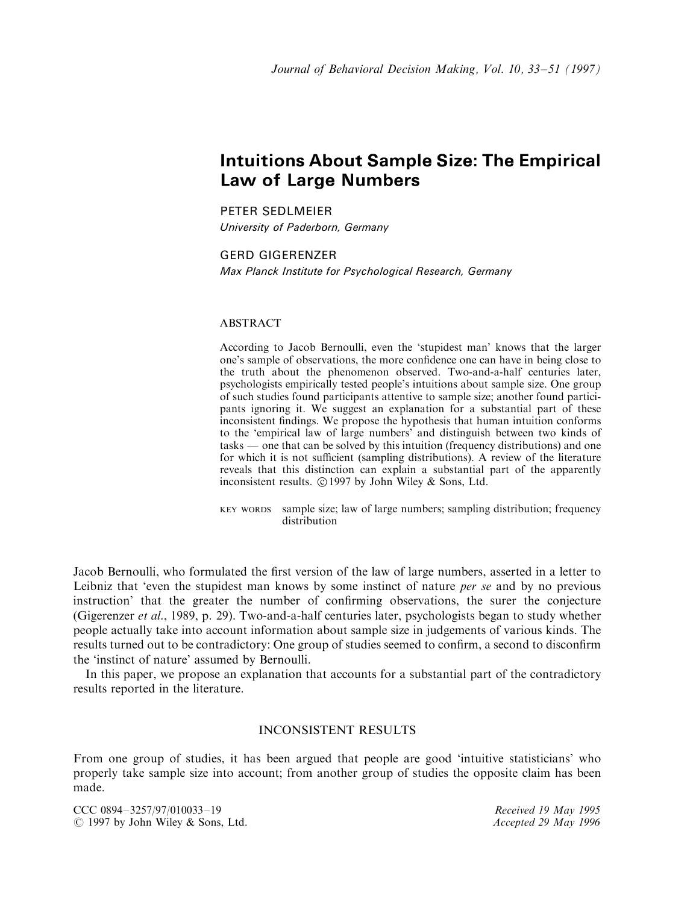# Intuitions About Sample Size: The Empirical Law of Large Numbers

PETER SEDLMEIER
*University of Paderborn, Germany*

GERD GIGERENZER
*Max Planck Institute for Psychological Research, Germany*

## ABSTRACT

According to Jacob Bernoulli, even the 'stupidest man' knows that the larger one's sample of observations, the more confidence one can have in being close to the truth about the phenomenon observed. Two-and-a-half centuries later, psychologists empirically tested people's intuitions about sample size. One group of such studies found participants attentive to sample size; another found participants ignoring it. We suggest an explanation for a substantial part of these inconsistent findings. We propose the hypothesis that human intuition conforms to the 'empirical law of large numbers' and distinguish between two kinds of tasks — one that can be solved by this intuition (frequency distributions) and one for which it is not sufficient (sampling distributions). A review of the literature reveals that this distinction can explain a substantial part of the apparently inconsistent results. © 1997 by John Wiley & Sons, Ltd.

KEY WORDS sample size; law of large numbers; sampling distribution; frequency distribution

Jacob Bernoulli, who formulated the first version of the law of large numbers, asserted in a letter to Leibniz that 'even the stupidest man knows by some instinct of nature *per se* and by no previous instruction' that the greater the number of confirming observations, the surer the conjecture (Gigerenzer *et al*., 1989, p. 29). Two-and-a-half centuries later, psychologists began to study whether people actually take into account information about sample size in judgements of various kinds. The results turned out to be contradictory: One group of studies seemed to confirm, a second to disconfirm the 'instinct of nature' assumed by Bernoulli.

In this paper, we propose an explanation that accounts for a substantial part of the contradictory results reported in the literature.

## INCONSISTENT RESULTS

From one group of studies, it has been argued that people are good 'intuitive statisticians' who properly take sample size into account; from another group of studies the opposite claim has been made.

CCC 0894–3257/97/010033–19
© 1997 by John Wiley & Sons, Ltd.

Received 19 May 1995
Accepted 29 May 1996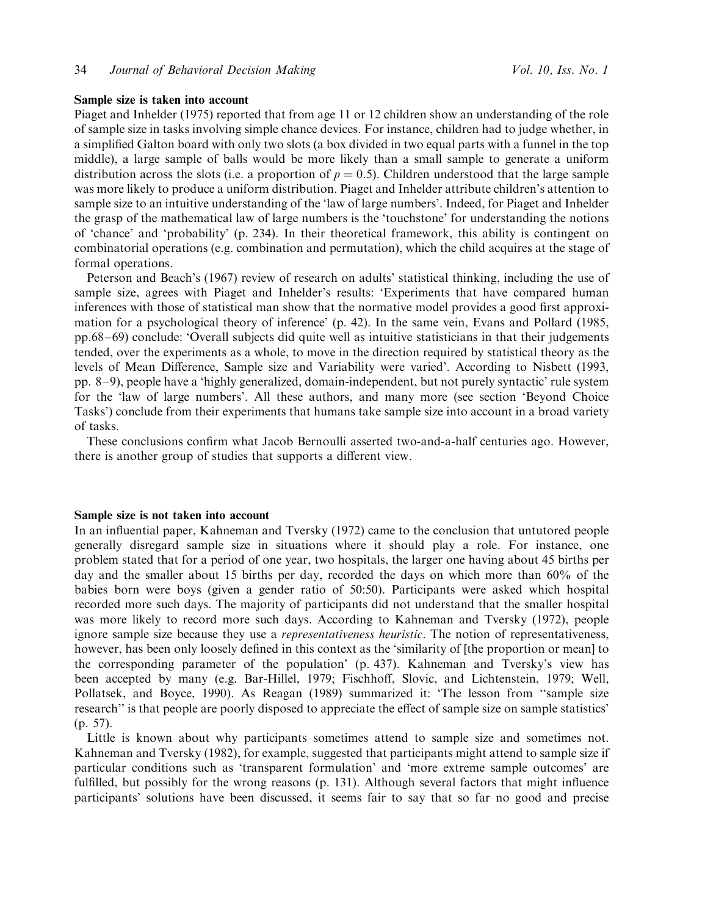### Sample size is taken into account

Piaget and Inhelder (1975) reported that from age 11 or 12 children show an understanding of the role of sample size in tasks involving simple chance devices. For instance, children had to judge whether, in a simplified Galton board with only two slots (a box divided in two equal parts with a funnel in the top middle), a large sample of balls would be more likely than a small sample to generate a uniform distribution across the slots (i.e. a proportion of $p = 0.5$). Children understood that the large sample was more likely to produce a uniform distribution. Piaget and Inhelder attribute children's attention to sample size to an intuitive understanding of the 'law of large numbers'. Indeed, for Piaget and Inhelder the grasp of the mathematical law of large numbers is the 'touchstone' for understanding the notions of 'chance' and 'probability' (p. 234). In their theoretical framework, this ability is contingent on combinatorial operations (e.g. combination and permutation), which the child acquires at the stage of formal operations.

Peterson and Beach's (1967) review of research on adults' statistical thinking, including the use of sample size, agrees with Piaget and Inhelder's results: 'Experiments that have compared human inferences with those of statistical man show that the normative model provides a good first approximation for a psychological theory of inference' (p. 42). In the same vein, Evans and Pollard (1985, pp.68–69) conclude: 'Overall subjects did quite well as intuitive statisticians in that their judgements tended, over the experiments as a whole, to move in the direction required by statistical theory as the levels of Mean Difference, Sample size and Variability were varied'. According to Nisbett (1993, pp. 8–9), people have a 'highly generalized, domain-independent, but not purely syntactic' rule system for the 'law of large numbers'. All these authors, and many more (see section 'Beyond Choice Tasks') conclude from their experiments that humans take sample size into account in a broad variety of tasks.

These conclusions confirm what Jacob Bernoulli asserted two-and-a-half centuries ago. However, there is another group of studies that supports a different view.

### Sample size is not taken into account

In an influential paper, Kahneman and Tversky (1972) came to the conclusion that untutored people generally disregard sample size in situations where it should play a role. For instance, one problem stated that for a period of one year, two hospitals, the larger one having about 45 births per day and the smaller about 15 births per day, recorded the days on which more than 60% of the babies born were boys (given a gender ratio of 50:50). Participants were asked which hospital recorded more such days. The majority of participants did not understand that the smaller hospital was more likely to record more such days. According to Kahneman and Tversky (1972), people ignore sample size because they use a *representativeness heuristic*. The notion of representativeness, however, has been only loosely defined in this context as the 'similarity of [the proportion or mean] to the corresponding parameter of the population' (p. 437). Kahneman and Tversky's view has been accepted by many (e.g. Bar-Hillel, 1979; Fischhoff, Slovic, and Lichtenstein, 1979; Well, Pollatsek, and Boyce, 1990). As Reagan (1989) summarized it: 'The lesson from "sample size research" is that people are poorly disposed to appreciate the effect of sample size on sample statistics' (p. 57).

Little is known about why participants sometimes attend to sample size and sometimes not. Kahneman and Tversky (1982), for example, suggested that participants might attend to sample size if particular conditions such as 'transparent formulation' and 'more extreme sample outcomes' are fulfilled, but possibly for the wrong reasons (p. 131). Although several factors that might influence participants' solutions have been discussed, it seems fair to say that so far no good and precise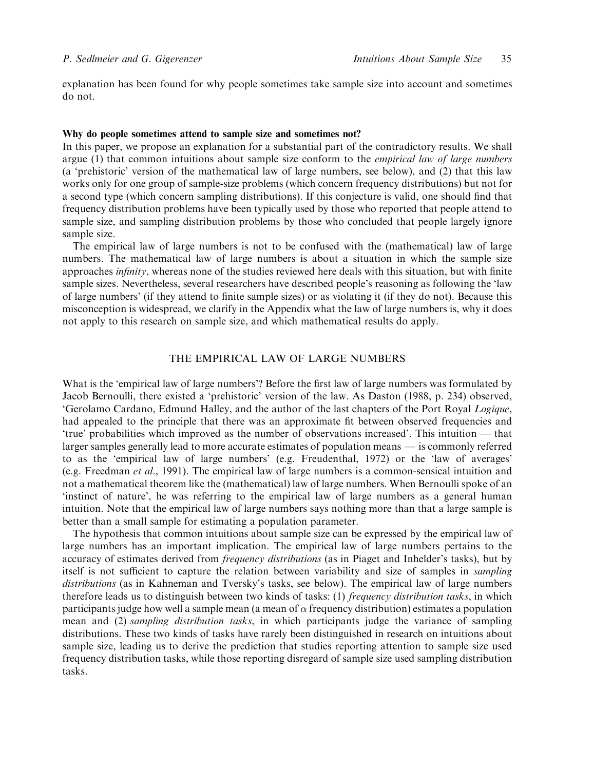explanation has been found for why people sometimes take sample size into account and sometimes do not.

**Why do people sometimes attend to sample size and sometimes not?**

In this paper, we propose an explanation for a substantial part of the contradictory results. We shall argue (1) that common intuitions about sample size conform to the *empirical law of large numbers* (a 'prehistoric' version of the mathematical law of large numbers, see below), and (2) that this law works only for one group of sample-size problems (which concern frequency distributions) but not for a second type (which concern sampling distributions). If this conjecture is valid, one should find that frequency distribution problems have been typically used by those who reported that people attend to sample size, and sampling distribution problems by those who concluded that people largely ignore sample size.

The empirical law of large numbers is not to be confused with the (mathematical) law of large numbers. The mathematical law of large numbers is about a situation in which the sample size approaches *infinity*, whereas none of the studies reviewed here deals with this situation, but with finite sample sizes. Nevertheless, several researchers have described people's reasoning as following the 'law of large numbers' (if they attend to finite sample sizes) or as violating it (if they do not). Because this misconception is widespread, we clarify in the Appendix what the law of large numbers is, why it does not apply to this research on sample size, and which mathematical results do apply.

## THE EMPIRICAL LAW OF LARGE NUMBERS

What is the 'empirical law of large numbers'? Before the first law of large numbers was formulated by Jacob Bernoulli, there existed a 'prehistoric' version of the law. As Daston (1988, p. 234) observed, 'Gerolamo Cardano, Edmund Halley, and the author of the last chapters of the Port Royal *Logique*, had appealed to the principle that there was an approximate fit between observed frequencies and 'true' probabilities which improved as the number of observations increased'. This intuition — that larger samples generally lead to more accurate estimates of population means — is commonly referred to as the 'empirical law of large numbers' (e.g. Freudenthal, 1972) or the 'law of averages' (e.g. Freedman *et al*., 1991). The empirical law of large numbers is a common-sensical intuition and not a mathematical theorem like the (mathematical) law of large numbers. When Bernoulli spoke of an 'instinct of nature', he was referring to the empirical law of large numbers as a general human intuition. Note that the empirical law of large numbers says nothing more than that a large sample is better than a small sample for estimating a population parameter.

The hypothesis that common intuitions about sample size can be expressed by the empirical law of large numbers has an important implication. The empirical law of large numbers pertains to the accuracy of estimates derived from *frequency distributions* (as in Piaget and Inhelder's tasks), but by itself is not sufficient to capture the relation between variability and size of samples in *sampling distributions* (as in Kahneman and Tversky's tasks, see below). The empirical law of large numbers therefore leads us to distinguish between two kinds of tasks: (1) *frequency distribution tasks*, in which participants judge how well a sample mean (a mean of $\alpha$ frequency distribution) estimates a population mean and (2) *sampling distribution tasks*, in which participants judge the variance of sampling distributions. These two kinds of tasks have rarely been distinguished in research on intuitions about sample size, leading us to derive the prediction that studies reporting attention to sample size used frequency distribution tasks, while those reporting disregard of sample size used sampling distribution tasks.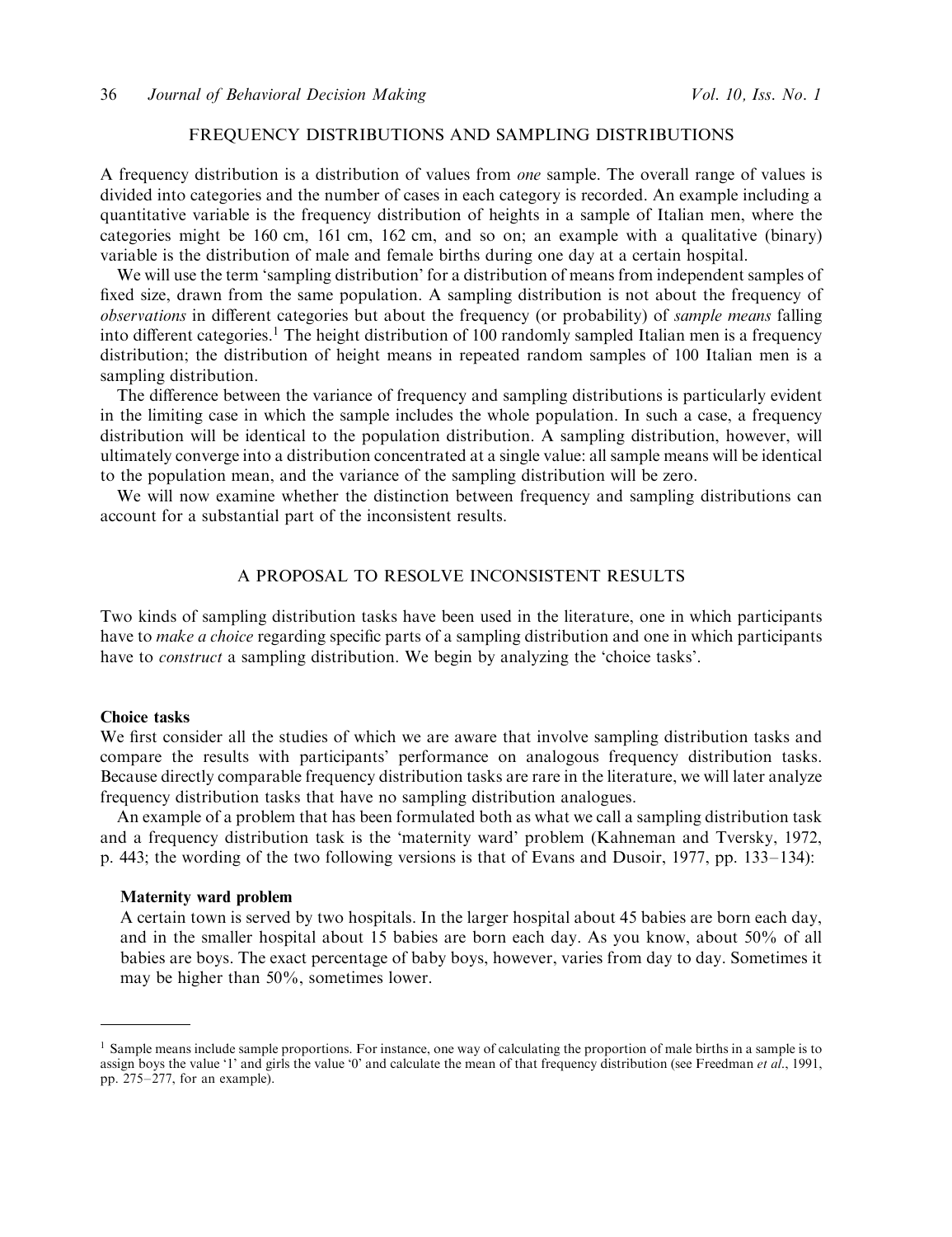## FREQUENCY DISTRIBUTIONS AND SAMPLING DISTRIBUTIONS

A frequency distribution is a distribution of values from *one* sample. The overall range of values is divided into categories and the number of cases in each category is recorded. An example including a quantitative variable is the frequency distribution of heights in a sample of Italian men, where the categories might be 160 cm, 161 cm, 162 cm, and so on; an example with a qualitative (binary) variable is the distribution of male and female births during one day at a certain hospital.

We will use the term 'sampling distribution' for a distribution of means from independent samples of fixed size, drawn from the same population. A sampling distribution is not about the frequency of *observations* in different categories but about the frequency (or probability) of *sample means* falling into different categories.[1] The height distribution of 100 randomly sampled Italian men is a frequency distribution; the distribution of height means in repeated random samples of 100 Italian men is a sampling distribution.

The difference between the variance of frequency and sampling distributions is particularly evident in the limiting case in which the sample includes the whole population. In such a case, a frequency distribution will be identical to the population distribution. A sampling distribution, however, will ultimately converge into a distribution concentrated at a single value: all sample means will be identical to the population mean, and the variance of the sampling distribution will be zero.

We will now examine whether the distinction between frequency and sampling distributions can account for a substantial part of the inconsistent results.

## A PROPOSAL TO RESOLVE INCONSISTENT RESULTS

Two kinds of sampling distribution tasks have been used in the literature, one in which participants have to *make a choice* regarding specific parts of a sampling distribution and one in which participants have to *construct* a sampling distribution. We begin by analyzing the 'choice tasks'.

### Choice tasks

We first consider all the studies of which we are aware that involve sampling distribution tasks and compare the results with participants' performance on analogous frequency distribution tasks. Because directly comparable frequency distribution tasks are rare in the literature, we will later analyze frequency distribution tasks that have no sampling distribution analogues.

An example of a problem that has been formulated both as what we call a sampling distribution task and a frequency distribution task is the 'maternity ward' problem (Kahneman and Tversky, 1972, p. 443; the wording of the two following versions is that of Evans and Dusoir, 1977, pp. 133–134):

> **Maternity ward problem**
>
> A certain town is served by two hospitals. In the larger hospital about 45 babies are born each day, and in the smaller hospital about 15 babies are born each day. As you know, about 50% of all babies are boys. The exact percentage of baby boys, however, varies from day to day. Sometimes it may be higher than 50%, sometimes lower.

---

[1] Sample means include sample proportions. For instance, one way of calculating the proportion of male births in a sample is to assign boys the value '1' and girls the value '0' and calculate the mean of that frequency distribution (see Freedman *et al.*, 1991, pp. 275–277, for an example).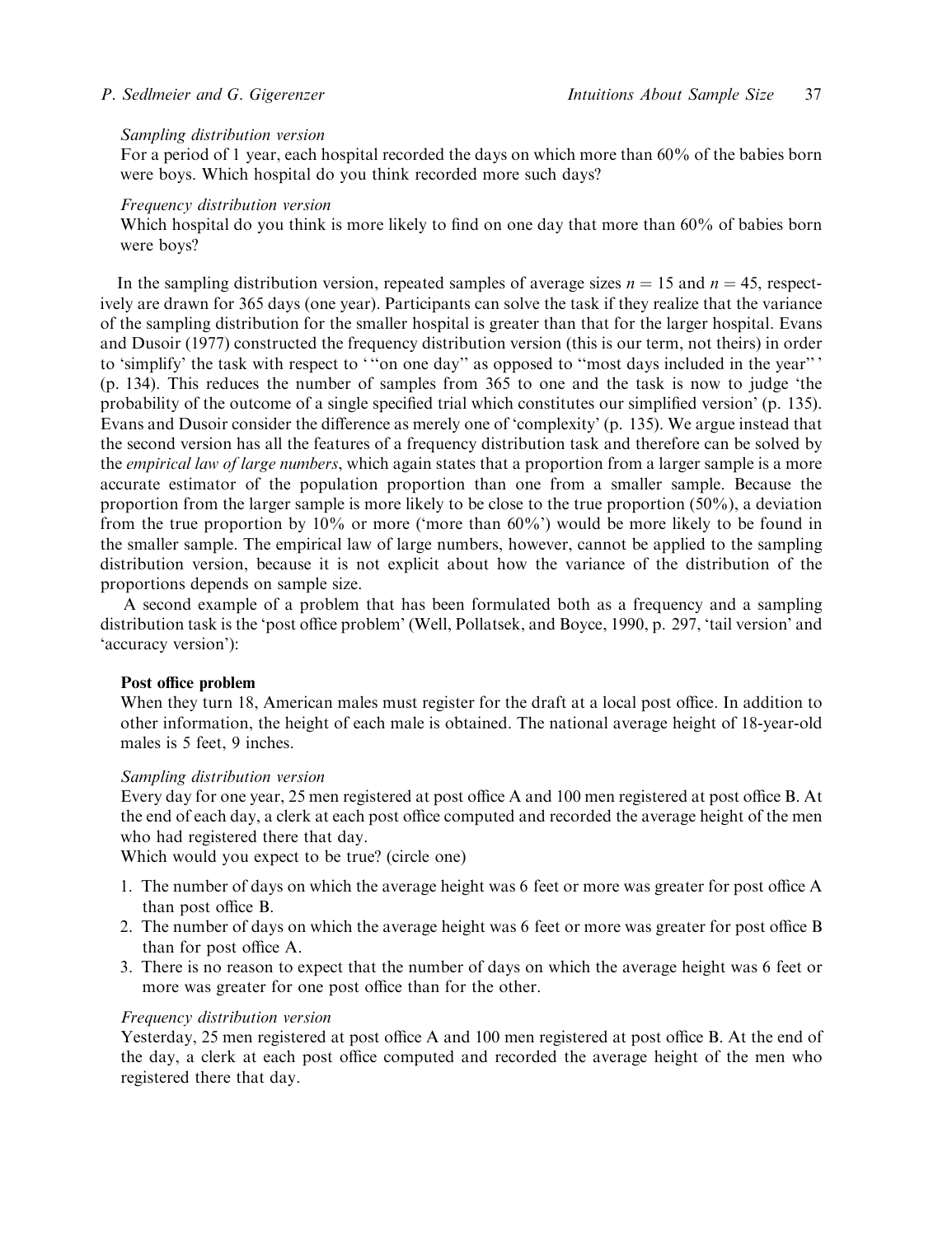*Sampling distribution version*
For a period of 1 year, each hospital recorded the days on which more than 60% of the babies born were boys. Which hospital do you think recorded more such days?

*Frequency distribution version*
Which hospital do you think is more likely to find on one day that more than 60% of babies born were boys?

In the sampling distribution version, repeated samples of average sizes $n = 15$ and $n = 45$, respectively are drawn for 365 days (one year). Participants can solve the task if they realize that the variance of the sampling distribution for the smaller hospital is greater than that for the larger hospital. Evans and Dusoir (1977) constructed the frequency distribution version (this is our term, not theirs) in order to 'simplify' the task with respect to '"on one day" as opposed to "most days included in the year"' (p. 134). This reduces the number of samples from 365 to one and the task is now to judge 'the probability of the outcome of a single specified trial which constitutes our simplified version' (p. 135). Evans and Dusoir consider the difference as merely one of 'complexity' (p. 135). We argue instead that the second version has all the features of a frequency distribution task and therefore can be solved by the *empirical law of large numbers*, which again states that a proportion from a larger sample is a more accurate estimator of the population proportion than one from a smaller sample. Because the proportion from the larger sample is more likely to be close to the true proportion (50%), a deviation from the true proportion by 10% or more ('more than 60%') would be more likely to be found in the smaller sample. The empirical law of large numbers, however, cannot be applied to the sampling distribution version, because it is not explicit about how the variance of the distribution of the proportions depends on sample size.

A second example of a problem that has been formulated both as a frequency and a sampling distribution task is the 'post office problem' (Well, Pollatsek, and Boyce, 1990, p. 297, 'tail version' and 'accuracy version'):

**Post office problem**
When they turn 18, American males must register for the draft at a local post office. In addition to other information, the height of each male is obtained. The national average height of 18-year-old males is 5 feet, 9 inches.

*Sampling distribution version*
Every day for one year, 25 men registered at post office A and 100 men registered at post office B. At the end of each day, a clerk at each post office computed and recorded the average height of the men who had registered there that day.
Which would you expect to be true? (circle one)

1. The number of days on which the average height was 6 feet or more was greater for post office A than post office B.
2. The number of days on which the average height was 6 feet or more was greater for post office B than for post office A.
3. There is no reason to expect that the number of days on which the average height was 6 feet or more was greater for one post office than for the other.

*Frequency distribution version*
Yesterday, 25 men registered at post office A and 100 men registered at post office B. At the end of the day, a clerk at each post office computed and recorded the average height of the men who registered there that day.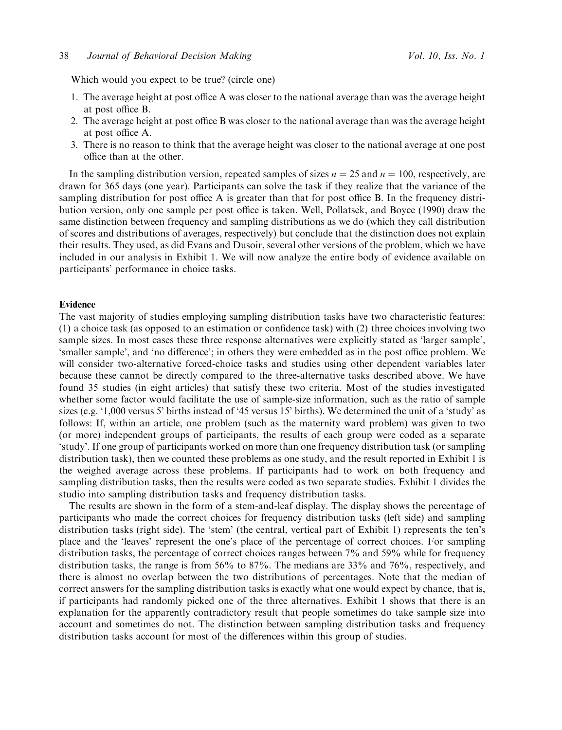Which would you expect to be true? (circle one)

1. The average height at post office A was closer to the national average than was the average height at post office B.
2. The average height at post office B was closer to the national average than was the average height at post office A.
3. There is no reason to think that the average height was closer to the national average at one post office than at the other.

In the sampling distribution version, repeated samples of sizes $n = 25$ and $n = 100$, respectively, are drawn for 365 days (one year). Participants can solve the task if they realize that the variance of the sampling distribution for post office A is greater than that for post office B. In the frequency distribution version, only one sample per post office is taken. Well, Pollatsek, and Boyce (1990) draw the same distinction between frequency and sampling distributions as we do (which they call distribution of scores and distributions of averages, respectively) but conclude that the distinction does not explain their results. They used, as did Evans and Dusoir, several other versions of the problem, which we have included in our analysis in Exhibit 1. We will now analyze the entire body of evidence available on participants' performance in choice tasks.

### Evidence

The vast majority of studies employing sampling distribution tasks have two characteristic features: (1) a choice task (as opposed to an estimation or confidence task) with (2) three choices involving two sample sizes. In most cases these three response alternatives were explicitly stated as 'larger sample', 'smaller sample', and 'no difference'; in others they were embedded as in the post office problem. We will consider two-alternative forced-choice tasks and studies using other dependent variables later because these cannot be directly compared to the three-alternative tasks described above. We have found 35 studies (in eight articles) that satisfy these two criteria. Most of the studies investigated whether some factor would facilitate the use of sample-size information, such as the ratio of sample sizes (e.g. '1,000 versus 5' births instead of '45 versus 15' births). We determined the unit of a 'study' as follows: If, within an article, one problem (such as the maternity ward problem) was given to two (or more) independent groups of participants, the results of each group were coded as a separate 'study'. If one group of participants worked on more than one frequency distribution task (or sampling distribution task), then we counted these problems as one study, and the result reported in Exhibit 1 is the weighed average across these problems. If participants had to work on both frequency and sampling distribution tasks, then the results were coded as two separate studies. Exhibit 1 divides the studio into sampling distribution tasks and frequency distribution tasks.

The results are shown in the form of a stem-and-leaf display. The display shows the percentage of participants who made the correct choices for frequency distribution tasks (left side) and sampling distribution tasks (right side). The 'stem' (the central, vertical part of Exhibit 1) represents the ten's place and the 'leaves' represent the one's place of the percentage of correct choices. For sampling distribution tasks, the percentage of correct choices ranges between 7% and 59% while for frequency distribution tasks, the range is from 56% to 87%. The medians are 33% and 76%, respectively, and there is almost no overlap between the two distributions of percentages. Note that the median of correct answers for the sampling distribution tasks is exactly what one would expect by chance, that is, if participants had randomly picked one of the three alternatives. Exhibit 1 shows that there is an explanation for the apparently contradictory result that people sometimes do take sample size into account and sometimes do not. The distinction between sampling distribution tasks and frequency distribution tasks account for most of the differences within this group of studies.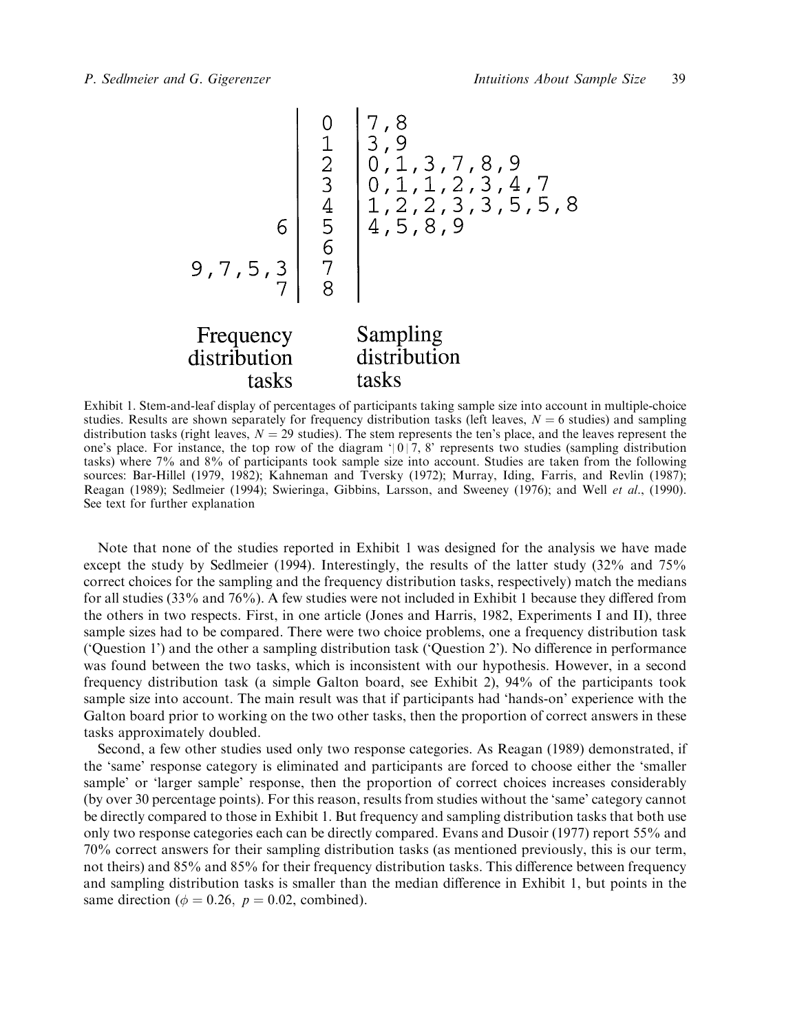| Frequency distribution tasks | Stem | Sampling distribution tasks |
|---|---|---|
| | 0 | 7, 8 |
| | 1 | 3, 9 |
| | 2 | 0, 1, 3, 7, 8, 9 |
| | 3 | 0, 1, 1, 2, 3, 4, 7 |
| | 4 | 1, 2, 2, 3, 3, 5, 5, 8 |
| 6 | 5 | 4, 5, 8, 9 |
| | 6 | |
| 9, 7, 5, 3 | 7 | |
| 7 | 8 | |

Exhibit 1. Stem-and-leaf display of percentages of participants taking sample size into account in multiple-choice studies. Results are shown separately for frequency distribution tasks (left leaves, $N = 6$ studies) and sampling distribution tasks (right leaves, $N = 29$ studies). The stem represents the ten's place, and the leaves represent the one's place. For instance, the top row of the diagram '| 0 | 7, 8' represents two studies (sampling distribution tasks) where 7% and 8% of participants took sample size into account. Studies are taken from the following sources: Bar-Hillel (1979, 1982); Kahneman and Tversky (1972); Murray, Iding, Farris, and Revlin (1987); Reagan (1989); Sedlmeier (1994); Swieringa, Gibbins, Larsson, and Sweeney (1976); and Well *et al*., (1990). See text for further explanation

Note that none of the studies reported in Exhibit 1 was designed for the analysis we have made except the study by Sedlmeier (1994). Interestingly, the results of the latter study (32% and 75% correct choices for the sampling and the frequency distribution tasks, respectively) match the medians for all studies (33% and 76%). A few studies were not included in Exhibit 1 because they differed from the others in two respects. First, in one article (Jones and Harris, 1982, Experiments I and II), three sample sizes had to be compared. There were two choice problems, one a frequency distribution task ('Question 1') and the other a sampling distribution task ('Question 2'). No difference in performance was found between the two tasks, which is inconsistent with our hypothesis. However, in a second frequency distribution task (a simple Galton board, see Exhibit 2), 94% of the participants took sample size into account. The main result was that if participants had 'hands-on' experience with the Galton board prior to working on the two other tasks, then the proportion of correct answers in these tasks approximately doubled.

Second, a few other studies used only two response categories. As Reagan (1989) demonstrated, if the 'same' response category is eliminated and participants are forced to choose either the 'smaller sample' or 'larger sample' response, then the proportion of correct choices increases considerably (by over 30 percentage points). For this reason, results from studies without the 'same' category cannot be directly compared to those in Exhibit 1. But frequency and sampling distribution tasks that both use only two response categories each can be directly compared. Evans and Dusoir (1977) report 55% and 70% correct answers for their sampling distribution tasks (as mentioned previously, this is our term, not theirs) and 85% and 85% for their frequency distribution tasks. This difference between frequency and sampling distribution tasks is smaller than the median difference in Exhibit 1, but points in the same direction ($\phi = 0.26$, $p = 0.02$, combined).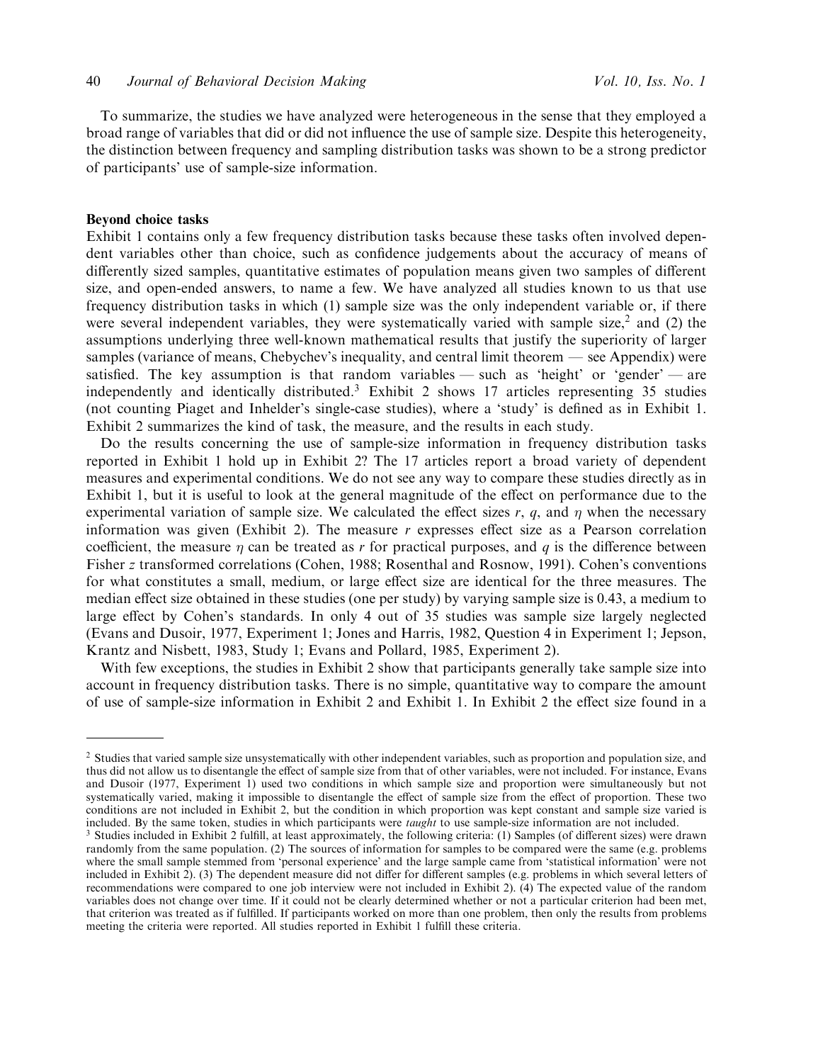To summarize, the studies we have analyzed were heterogeneous in the sense that they employed a broad range of variables that did or did not influence the use of sample size. Despite this heterogeneity, the distinction between frequency and sampling distribution tasks was shown to be a strong predictor of participants' use of sample-size information.

### Beyond choice tasks

Exhibit 1 contains only a few frequency distribution tasks because these tasks often involved dependent variables other than choice, such as confidence judgements about the accuracy of means of differently sized samples, quantitative estimates of population means given two samples of different size, and open-ended answers, to name a few. We have analyzed all studies known to us that use frequency distribution tasks in which (1) sample size was the only independent variable or, if there were several independent variables, they were systematically varied with sample size,[2] and (2) the assumptions underlying three well-known mathematical results that justify the superiority of larger samples (variance of means, Chebychev's inequality, and central limit theorem — see Appendix) were satisfied. The key assumption is that random variables — such as 'height' or 'gender' — are independently and identically distributed.[3] Exhibit 2 shows 17 articles representing 35 studies (not counting Piaget and Inhelder's single-case studies), where a 'study' is defined as in Exhibit 1. Exhibit 2 summarizes the kind of task, the measure, and the results in each study.

Do the results concerning the use of sample-size information in frequency distribution tasks reported in Exhibit 1 hold up in Exhibit 2? The 17 articles report a broad variety of dependent measures and experimental conditions. We do not see any way to compare these studies directly as in Exhibit 1, but it is useful to look at the general magnitude of the effect on performance due to the experimental variation of sample size. We calculated the effect sizes $r$, $q$, and $\eta$ when the necessary information was given (Exhibit 2). The measure $r$ expresses effect size as a Pearson correlation coefficient, the measure $\eta$ can be treated as $r$ for practical purposes, and $q$ is the difference between Fisher $z$ transformed correlations (Cohen, 1988; Rosenthal and Rosnow, 1991). Cohen's conventions for what constitutes a small, medium, or large effect size are identical for the three measures. The median effect size obtained in these studies (one per study) by varying sample size is 0.43, a medium to large effect by Cohen's standards. In only 4 out of 35 studies was sample size largely neglected (Evans and Dusoir, 1977, Experiment 1; Jones and Harris, 1982, Question 4 in Experiment 1; Jepson, Krantz and Nisbett, 1983, Study 1; Evans and Pollard, 1985, Experiment 2).

With few exceptions, the studies in Exhibit 2 show that participants generally take sample size into account in frequency distribution tasks. There is no simple, quantitative way to compare the amount of use of sample-size information in Exhibit 2 and Exhibit 1. In Exhibit 2 the effect size found in a

---

[2] Studies that varied sample size unsystematically with other independent variables, such as proportion and population size, and thus did not allow us to disentangle the effect of sample size from that of other variables, were not included. For instance, Evans and Dusoir (1977, Experiment 1) used two conditions in which sample size and proportion were simultaneously but not systematically varied, making it impossible to disentangle the effect of sample size from the effect of proportion. These two conditions are not included in Exhibit 2, but the condition in which proportion was kept constant and sample size varied is included. By the same token, studies in which participants were *taught* to use sample-size information are not included.

[3] Studies included in Exhibit 2 fulfill, at least approximately, the following criteria: (1) Samples (of different sizes) were drawn randomly from the same population. (2) The sources of information for samples to be compared were the same (e.g. problems where the small sample stemmed from 'personal experience' and the large sample came from 'statistical information' were not included in Exhibit 2). (3) The dependent measure did not differ for different samples (e.g. problems in which several letters of recommendations were compared to one job interview were not included in Exhibit 2). (4) The expected value of the random variables does not change over time. If it could not be clearly determined whether or not a particular criterion had been met, that criterion was treated as if fulfilled. If participants worked on more than one problem, then only the results from problems meeting the criteria were reported. All studies reported in Exhibit 1 fulfill these criteria.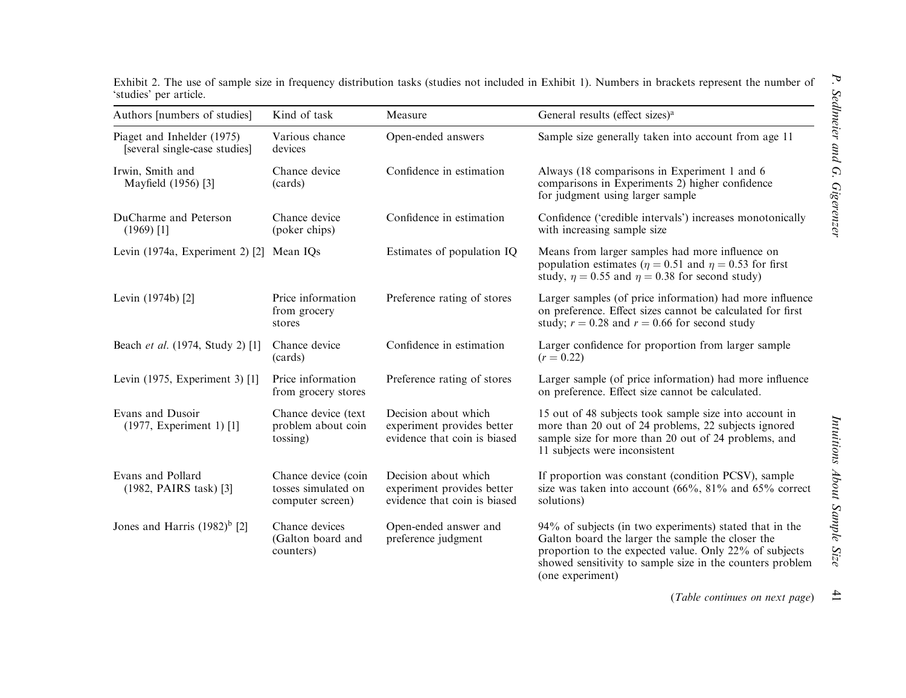Exhibit 2. The use of sample size in frequency distribution tasks (studies not included in Exhibit 1). Numbers in brackets represent the number of 'studies' per article.

| Authors [numbers of studies] | Kind of task | Measure | General results (effect sizes)[a] |
|---|---|---|---|
| Piaget and Inhelder (1975) [several single-case studies] | Various chance devices | Open-ended answers | Sample size generally taken into account from age 11 |
| Irwin, Smith and Mayfield (1956) [3] | Chance device (cards) | Confidence in estimation | Always (18 comparisons in Experiment 1 and 6 comparisons in Experiments 2) higher confidence for judgment using larger sample |
| DuCharme and Peterson (1969) [1] | Chance device (poker chips) | Confidence in estimation | Confidence ('credible intervals') increases monotonically with increasing sample size |
| Levin (1974a, Experiment 2) [2] | Mean IQs | Estimates of population IQ | Means from larger samples had more influence on population estimates ($\eta = 0.51$ and $\eta = 0.53$ for first study, $\eta = 0.55$ and $\eta = 0.38$ for second study) |
| Levin (1974b) [2] | Price information from grocery stores | Preference rating of stores | Larger samples (of price information) had more influence on preference. Effect sizes cannot be calculated for first study; $r = 0.28$ and $r = 0.66$ for second study |
| Beach *et al*. (1974, Study 2) [1] | Chance device (cards) | Confidence in estimation | Larger confidence for proportion from larger sample ($r = 0.22$) |
| Levin (1975, Experiment 3) [1] | Price information from grocery stores | Preference rating of stores | Larger sample (of price information) had more influence on preference. Effect size cannot be calculated. |
| Evans and Dusoir (1977, Experiment 1) [1] | Chance device (text problem about coin tossing) | Decision about which experiment provides better evidence that coin is biased | 15 out of 48 subjects took sample size into account in more than 20 out of 24 problems, 22 subjects ignored sample size for more than 20 out of 24 problems, and 11 subjects were inconsistent |
| Evans and Pollard (1982, PAIRS task) [3] | Chance device (coin tosses simulated on computer screen) | Decision about which experiment provides better evidence that coin is biased | If proportion was constant (condition PCSV), sample size was taken into account (66%, 81% and 65% correct solutions) |
| Jones and Harris (1982)[b] [2] | Chance devices (Galton board and counters) | Open-ended answer and preference judgment | 94% of subjects (in two experiments) stated that in the Galton board the larger the sample the closer the proportion to the expected value. Only 22% of subjects showed sensitivity to sample size in the counters problem (one experiment) |

(*Table continues on next page*)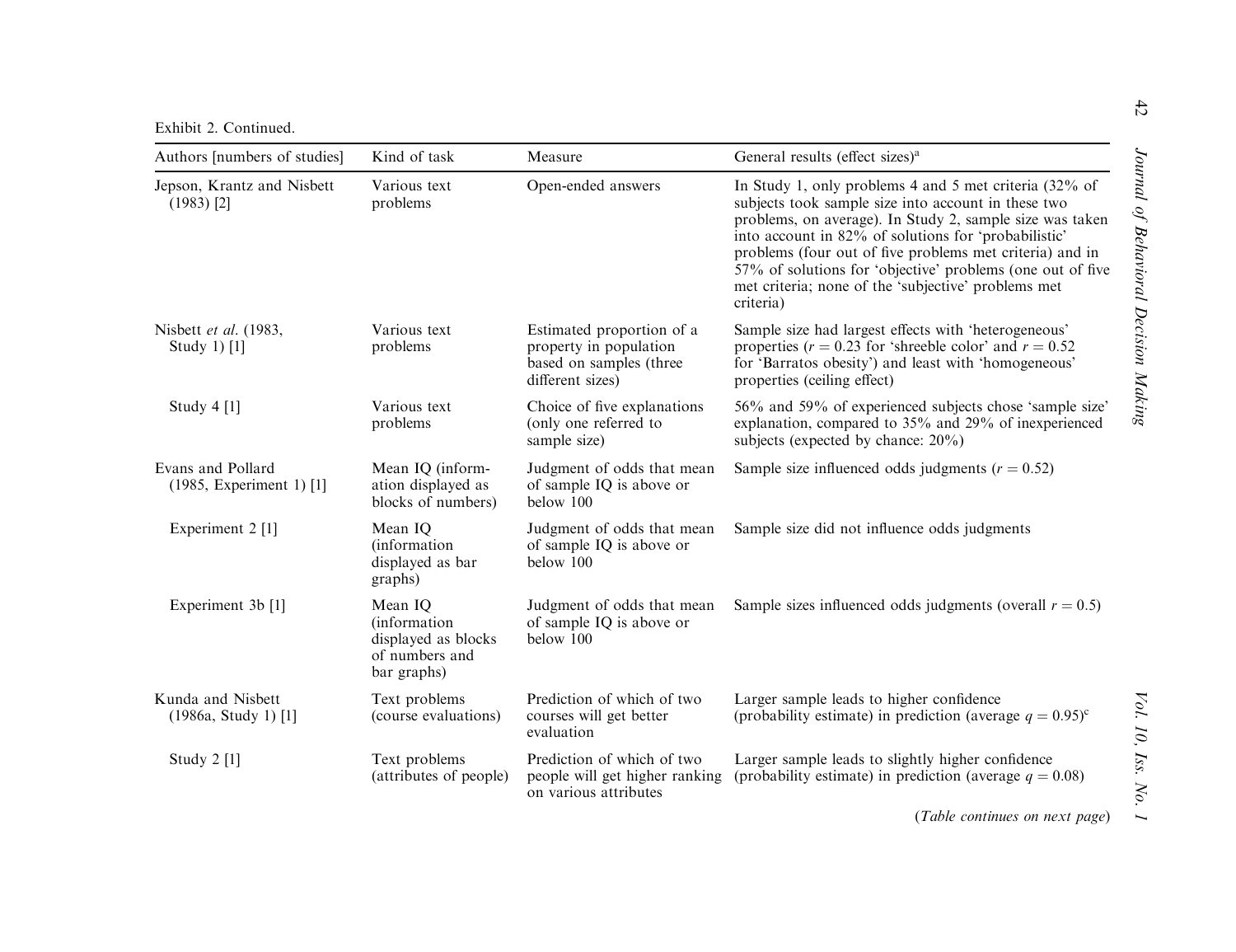Exhibit 2. Continued.

| Authors [numbers of studies] | Kind of task | Measure | General results (effect sizes)[a] |
|---|---|---|---|
| Jepson, Krantz and Nisbett (1983) [2] | Various text problems | Open-ended answers | In Study 1, only problems 4 and 5 met criteria (32% of subjects took sample size into account in these two problems, on average). In Study 2, sample size was taken into account in 82% of solutions for 'probabilistic' problems (four out of five problems met criteria) and in 57% of solutions for 'objective' problems (one out of five met criteria; none of the 'subjective' problems met criteria) |
| Nisbett *et al*. (1983, Study 1) [1] | Various text problems | Estimated proportion of a property in population based on samples (three different sizes) | Sample size had largest effects with 'heterogeneous' properties ($r = 0.23$ for 'shreeble color' and $r = 0.52$ for 'Barratos obesity') and least with 'homogeneous' properties (ceiling effect) |
| Study 4 [1] | Various text problems | Choice of five explanations (only one referred to sample size) | 56% and 59% of experienced subjects chose 'sample size' explanation, compared to 35% and 29% of inexperienced subjects (expected by chance: 20%) |
| Evans and Pollard (1985, Experiment 1) [1] | Mean IQ (information displayed as blocks of numbers) | Judgment of odds that mean of sample IQ is above or below 100 | Sample size influenced odds judgments ($r = 0.52$) |
| Experiment 2 [1] | Mean IQ (information displayed as bar graphs) | Judgment of odds that mean of sample IQ is above or below 100 | Sample size did not influence odds judgments |
| Experiment 3b [1] | Mean IQ (information displayed as blocks of numbers and bar graphs) | Judgment of odds that mean of sample IQ is above or below 100 | Sample sizes influenced odds judgments (overall $r = 0.5$) |
| Kunda and Nisbett (1986a, Study 1) [1] | Text problems (course evaluations) | Prediction of which of two courses will get better evaluation | Larger sample leads to higher confidence (probability estimate) in prediction (average $q = 0.95$)[c] |
| Study 2 [1] | Text problems (attributes of people) | Prediction of which of two people will get higher ranking on various attributes | Larger sample leads to slightly higher confidence (probability estimate) in prediction (average $q = 0.08$) |

(*Table continues on next page*)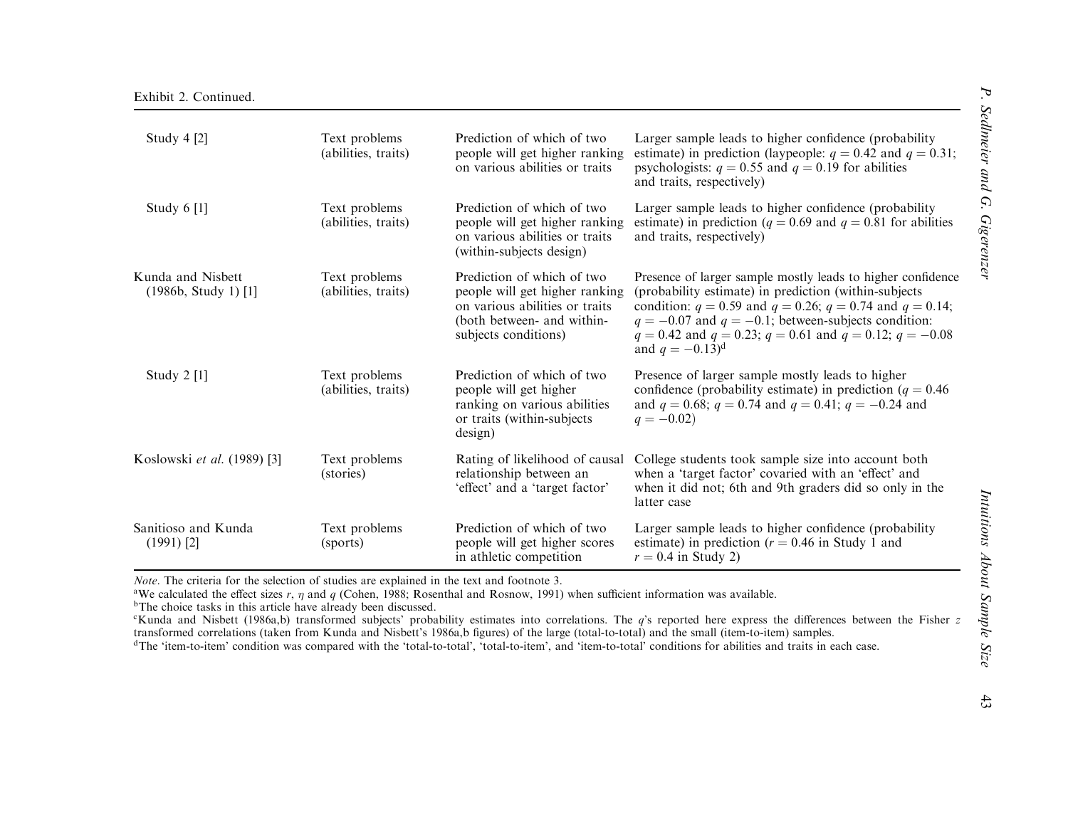Exhibit 2. Continued.

| | | | |
|---|---|---|---|
| Study 4 [2] | Text problems (abilities, traits) | Prediction of which of two people will get higher ranking on various abilities or traits | Larger sample leads to higher confidence (probability estimate) in prediction (laypeople: $q = 0.42$ and $q = 0.31$; psychologists: $q = 0.55$ and $q = 0.19$ for abilities and traits, respectively) |
| Study 6 [1] | Text problems (abilities, traits) | Prediction of which of two people will get higher ranking on various abilities or traits (within-subjects design) | Larger sample leads to higher confidence (probability estimate) in prediction ($q = 0.69$ and $q = 0.81$ for abilities and traits, respectively) |
| Kunda and Nisbett (1986b, Study 1) [1] | Text problems (abilities, traits) | Prediction of which of two people will get higher ranking on various abilities or traits (both between- and within-subjects conditions) | Presence of larger sample mostly leads to higher confidence (probability estimate) in prediction (within-subjects condition: $q = 0.59$ and $q = 0.26$; $q = 0.74$ and $q = 0.14$; $q = -0.07$ and $q = -0.1$; between-subjects condition: $q = 0.42$ and $q = 0.23$; $q = 0.61$ and $q = 0.12$; $q = -0.08$ and $q = -0.13$)[d] |
| Study 2 [1] | Text problems (abilities, traits) | Prediction of which of two people will get higher ranking on various abilities or traits (within-subjects design) | Presence of larger sample mostly leads to higher confidence (probability estimate) in prediction ($q = 0.46$ and $q = 0.68$; $q = 0.74$ and $q = 0.41$; $q = -0.24$ and $q = -0.02$) |
| Koslowski *et al.* (1989) [3] | Text problems (stories) | Rating of likelihood of causal relationship between an 'effect' and a 'target factor' | College students took sample size into account both when a 'target factor' covaried with an 'effect' and when it did not; 6th and 9th graders did so only in the latter case |
| Sanitioso and Kunda (1991) [2] | Text problems (sports) | Prediction of which of two people will get higher scores in athletic competition | Larger sample leads to higher confidence (probability estimate) in prediction ($r = 0.46$ in Study 1 and $r = 0.4$ in Study 2) |

*Note*. The criteria for the selection of studies are explained in the text and footnote 3.

[a] We calculated the effect sizes $r$, $\eta$ and $q$ (Cohen, 1988; Rosenthal and Rosnow, 1991) when sufficient information was available.

[b] The choice tasks in this article have already been discussed.

[c] Kunda and Nisbett (1986a,b) transformed subjects' probability estimates into correlations. The $q$'s reported here express the differences between the Fisher $z$ transformed correlations (taken from Kunda and Nisbett's 1986a,b figures) of the large (total-to-total) and the small (item-to-item) samples.

[d] The 'item-to-item' condition was compared with the 'total-to-total', 'total-to-item', and 'item-to-total' conditions for abilities and traits in each case.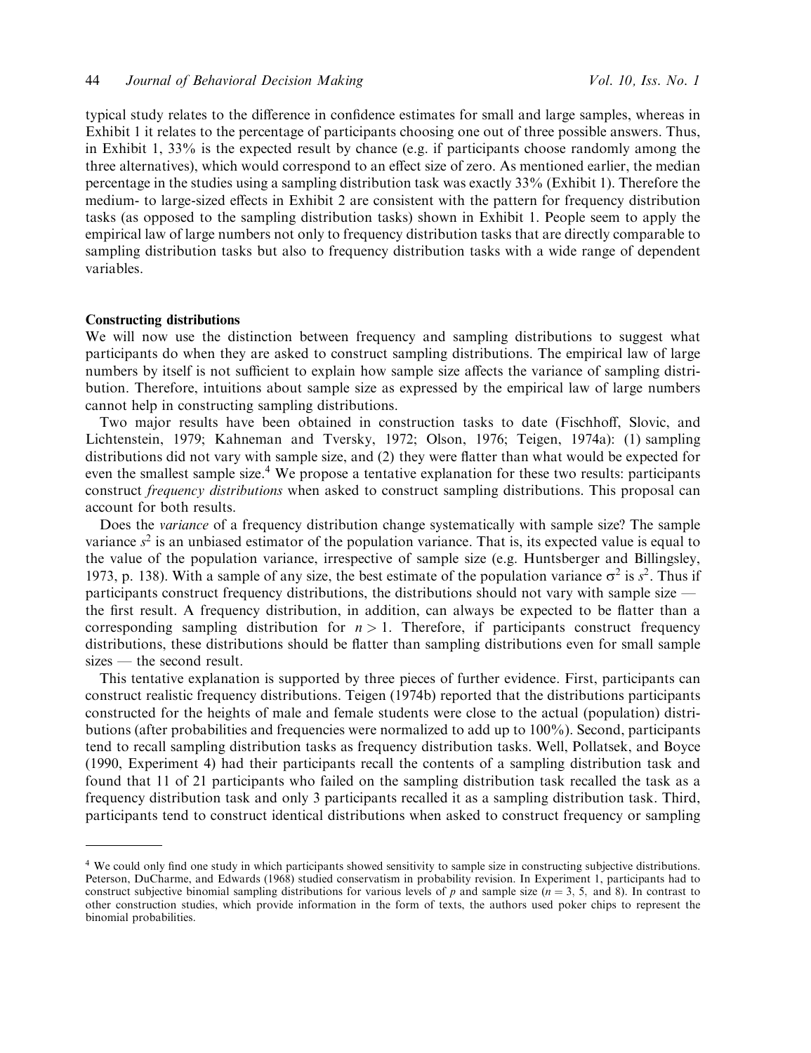typical study relates to the difference in confidence estimates for small and large samples, whereas in Exhibit 1 it relates to the percentage of participants choosing one out of three possible answers. Thus, in Exhibit 1, 33% is the expected result by chance (e.g. if participants choose randomly among the three alternatives), which would correspond to an effect size of zero. As mentioned earlier, the median percentage in the studies using a sampling distribution task was exactly 33% (Exhibit 1). Therefore the medium- to large-sized effects in Exhibit 2 are consistent with the pattern for frequency distribution tasks (as opposed to the sampling distribution tasks) shown in Exhibit 1. People seem to apply the empirical law of large numbers not only to frequency distribution tasks that are directly comparable to sampling distribution tasks but also to frequency distribution tasks with a wide range of dependent variables.

### Constructing distributions

We will now use the distinction between frequency and sampling distributions to suggest what participants do when they are asked to construct sampling distributions. The empirical law of large numbers by itself is not sufficient to explain how sample size affects the variance of sampling distribution. Therefore, intuitions about sample size as expressed by the empirical law of large numbers cannot help in constructing sampling distributions.

Two major results have been obtained in construction tasks to date (Fischhoff, Slovic, and Lichtenstein, 1979; Kahneman and Tversky, 1972; Olson, 1976; Teigen, 1974a): (1) sampling distributions did not vary with sample size, and (2) they were flatter than what would be expected for even the smallest sample size.[4] We propose a tentative explanation for these two results: participants construct *frequency distributions* when asked to construct sampling distributions. This proposal can account for both results.

Does the *variance* of a frequency distribution change systematically with sample size? The sample variance $s^2$ is an unbiased estimator of the population variance. That is, its expected value is equal to the value of the population variance, irrespective of sample size (e.g. Huntsberger and Billingsley, 1973, p. 138). With a sample of any size, the best estimate of the population variance $\sigma^2$ is $s^2$. Thus if participants construct frequency distributions, the distributions should not vary with sample size — the first result. A frequency distribution, in addition, can always be expected to be flatter than a corresponding sampling distribution for $n > 1$. Therefore, if participants construct frequency distributions, these distributions should be flatter than sampling distributions even for small sample sizes — the second result.

This tentative explanation is supported by three pieces of further evidence. First, participants can construct realistic frequency distributions. Teigen (1974b) reported that the distributions participants constructed for the heights of male and female students were close to the actual (population) distributions (after probabilities and frequencies were normalized to add up to 100%). Second, participants tend to recall sampling distribution tasks as frequency distribution tasks. Well, Pollatsek, and Boyce (1990, Experiment 4) had their participants recall the contents of a sampling distribution task and found that 11 of 21 participants who failed on the sampling distribution task recalled the task as a frequency distribution task and only 3 participants recalled it as a sampling distribution task. Third, participants tend to construct identical distributions when asked to construct frequency or sampling

---

[4] We could only find one study in which participants showed sensitivity to sample size in constructing subjective distributions. Peterson, DuCharme, and Edwards (1968) studied conservatism in probability revision. In Experiment 1, participants had to construct subjective binomial sampling distributions for various levels of $p$ and sample size ($n = 3$, 5, and 8). In contrast to other construction studies, which provide information in the form of texts, the authors used poker chips to represent the binomial probabilities.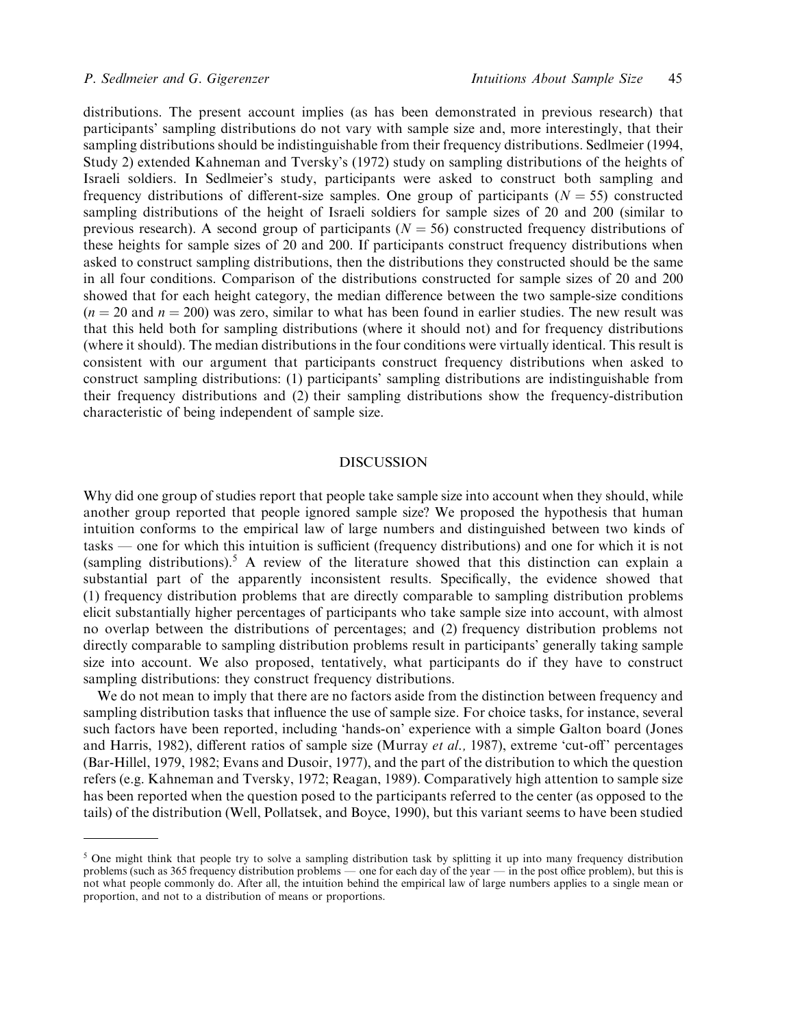distributions. The present account implies (as has been demonstrated in previous research) that participants' sampling distributions do not vary with sample size and, more interestingly, that their sampling distributions should be indistinguishable from their frequency distributions. Sedlmeier (1994, Study 2) extended Kahneman and Tversky's (1972) study on sampling distributions of the heights of Israeli soldiers. In Sedlmeier's study, participants were asked to construct both sampling and frequency distributions of different-size samples. One group of participants ($N = 55$) constructed sampling distributions of the height of Israeli soldiers for sample sizes of 20 and 200 (similar to previous research). A second group of participants ($N = 56$) constructed frequency distributions of these heights for sample sizes of 20 and 200. If participants construct frequency distributions when asked to construct sampling distributions, then the distributions they constructed should be the same in all four conditions. Comparison of the distributions constructed for sample sizes of 20 and 200 showed that for each height category, the median difference between the two sample-size conditions ($n = 20$ and $n = 200$) was zero, similar to what has been found in earlier studies. The new result was that this held both for sampling distributions (where it should not) and for frequency distributions (where it should). The median distributions in the four conditions were virtually identical. This result is consistent with our argument that participants construct frequency distributions when asked to construct sampling distributions: (1) participants' sampling distributions are indistinguishable from their frequency distributions and (2) their sampling distributions show the frequency-distribution characteristic of being independent of sample size.

## DISCUSSION

Why did one group of studies report that people take sample size into account when they should, while another group reported that people ignored sample size? We proposed the hypothesis that human intuition conforms to the empirical law of large numbers and distinguished between two kinds of tasks — one for which this intuition is sufficient (frequency distributions) and one for which it is not (sampling distributions).[5] A review of the literature showed that this distinction can explain a substantial part of the apparently inconsistent results. Specifically, the evidence showed that (1) frequency distribution problems that are directly comparable to sampling distribution problems elicit substantially higher percentages of participants who take sample size into account, with almost no overlap between the distributions of percentages; and (2) frequency distribution problems not directly comparable to sampling distribution problems result in participants' generally taking sample size into account. We also proposed, tentatively, what participants do if they have to construct sampling distributions: they construct frequency distributions.

We do not mean to imply that there are no factors aside from the distinction between frequency and sampling distribution tasks that influence the use of sample size. For choice tasks, for instance, several such factors have been reported, including 'hands-on' experience with a simple Galton board (Jones and Harris, 1982), different ratios of sample size (Murray *et al.,* 1987), extreme 'cut-off' percentages (Bar-Hillel, 1979, 1982; Evans and Dusoir, 1977), and the part of the distribution to which the question refers (e.g. Kahneman and Tversky, 1972; Reagan, 1989). Comparatively high attention to sample size has been reported when the question posed to the participants referred to the center (as opposed to the tails) of the distribution (Well, Pollatsek, and Boyce, 1990), but this variant seems to have been studied

[5] One might think that people try to solve a sampling distribution task by splitting it up into many frequency distribution problems (such as 365 frequency distribution problems — one for each day of the year — in the post office problem), but this is not what people commonly do. After all, the intuition behind the empirical law of large numbers applies to a single mean or proportion, and not to a distribution of means or proportions.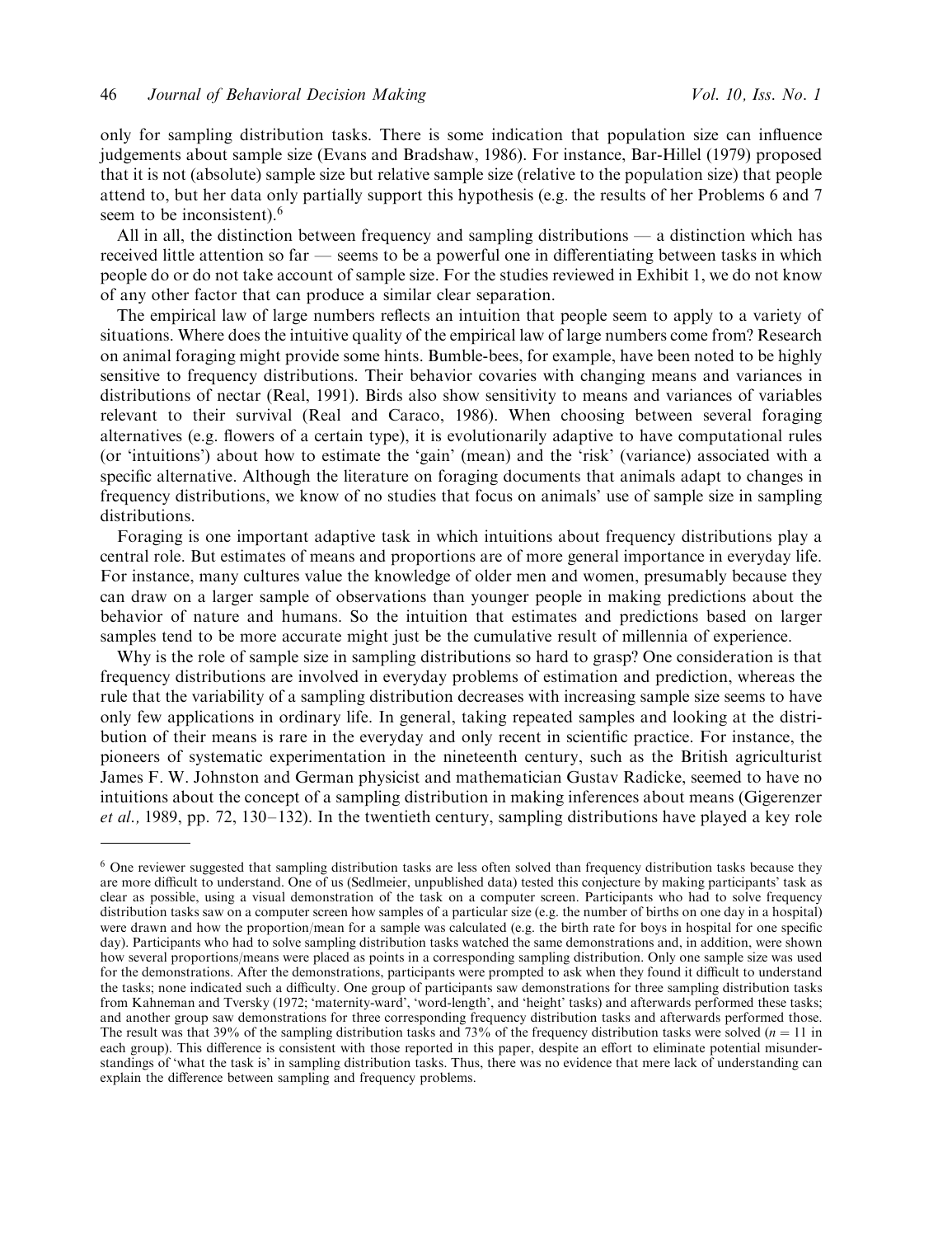only for sampling distribution tasks. There is some indication that population size can influence judgements about sample size (Evans and Bradshaw, 1986). For instance, Bar-Hillel (1979) proposed that it is not (absolute) sample size but relative sample size (relative to the population size) that people attend to, but her data only partially support this hypothesis (e.g. the results of her Problems 6 and 7 seem to be inconsistent).[6]

All in all, the distinction between frequency and sampling distributions — a distinction which has received little attention so far — seems to be a powerful one in differentiating between tasks in which people do or do not take account of sample size. For the studies reviewed in Exhibit 1, we do not know of any other factor that can produce a similar clear separation.

The empirical law of large numbers reflects an intuition that people seem to apply to a variety of situations. Where does the intuitive quality of the empirical law of large numbers come from? Research on animal foraging might provide some hints. Bumble-bees, for example, have been noted to be highly sensitive to frequency distributions. Their behavior covaries with changing means and variances in distributions of nectar (Real, 1991). Birds also show sensitivity to means and variances of variables relevant to their survival (Real and Caraco, 1986). When choosing between several foraging alternatives (e.g. flowers of a certain type), it is evolutionarily adaptive to have computational rules (or 'intuitions') about how to estimate the 'gain' (mean) and the 'risk' (variance) associated with a specific alternative. Although the literature on foraging documents that animals adapt to changes in frequency distributions, we know of no studies that focus on animals' use of sample size in sampling distributions.

Foraging is one important adaptive task in which intuitions about frequency distributions play a central role. But estimates of means and proportions are of more general importance in everyday life. For instance, many cultures value the knowledge of older men and women, presumably because they can draw on a larger sample of observations than younger people in making predictions about the behavior of nature and humans. So the intuition that estimates and predictions based on larger samples tend to be more accurate might just be the cumulative result of millennia of experience.

Why is the role of sample size in sampling distributions so hard to grasp? One consideration is that frequency distributions are involved in everyday problems of estimation and prediction, whereas the rule that the variability of a sampling distribution decreases with increasing sample size seems to have only few applications in ordinary life. In general, taking repeated samples and looking at the distribution of their means is rare in the everyday and only recent in scientific practice. For instance, the pioneers of systematic experimentation in the nineteenth century, such as the British agriculturist James F. W. Johnston and German physicist and mathematician Gustav Radicke, seemed to have no intuitions about the concept of a sampling distribution in making inferences about means (Gigerenzer *et al.,* 1989, pp. 72, 130–132). In the twentieth century, sampling distributions have played a key role

---

[6] One reviewer suggested that sampling distribution tasks are less often solved than frequency distribution tasks because they are more difficult to understand. One of us (Sedlmeier, unpublished data) tested this conjecture by making participants' task as clear as possible, using a visual demonstration of the task on a computer screen. Participants who had to solve frequency distribution tasks saw on a computer screen how samples of a particular size (e.g. the number of births on one day in a hospital) were drawn and how the proportion/mean for a sample was calculated (e.g. the birth rate for boys in hospital for one specific day). Participants who had to solve sampling distribution tasks watched the same demonstrations and, in addition, were shown how several proportions/means were placed as points in a corresponding sampling distribution. Only one sample size was used for the demonstrations. After the demonstrations, participants were prompted to ask when they found it difficult to understand the tasks; none indicated such a difficulty. One group of participants saw demonstrations for three sampling distribution tasks from Kahneman and Tversky (1972; 'maternity-ward', 'word-length', and 'height' tasks) and afterwards performed these tasks; and another group saw demonstrations for three corresponding frequency distribution tasks and afterwards performed those. The result was that 39% of the sampling distribution tasks and 73% of the frequency distribution tasks were solved ($n = 11$ in each group). This difference is consistent with those reported in this paper, despite an effort to eliminate potential misunderstandings of 'what the task is' in sampling distribution tasks. Thus, there was no evidence that mere lack of understanding can explain the difference between sampling and frequency problems.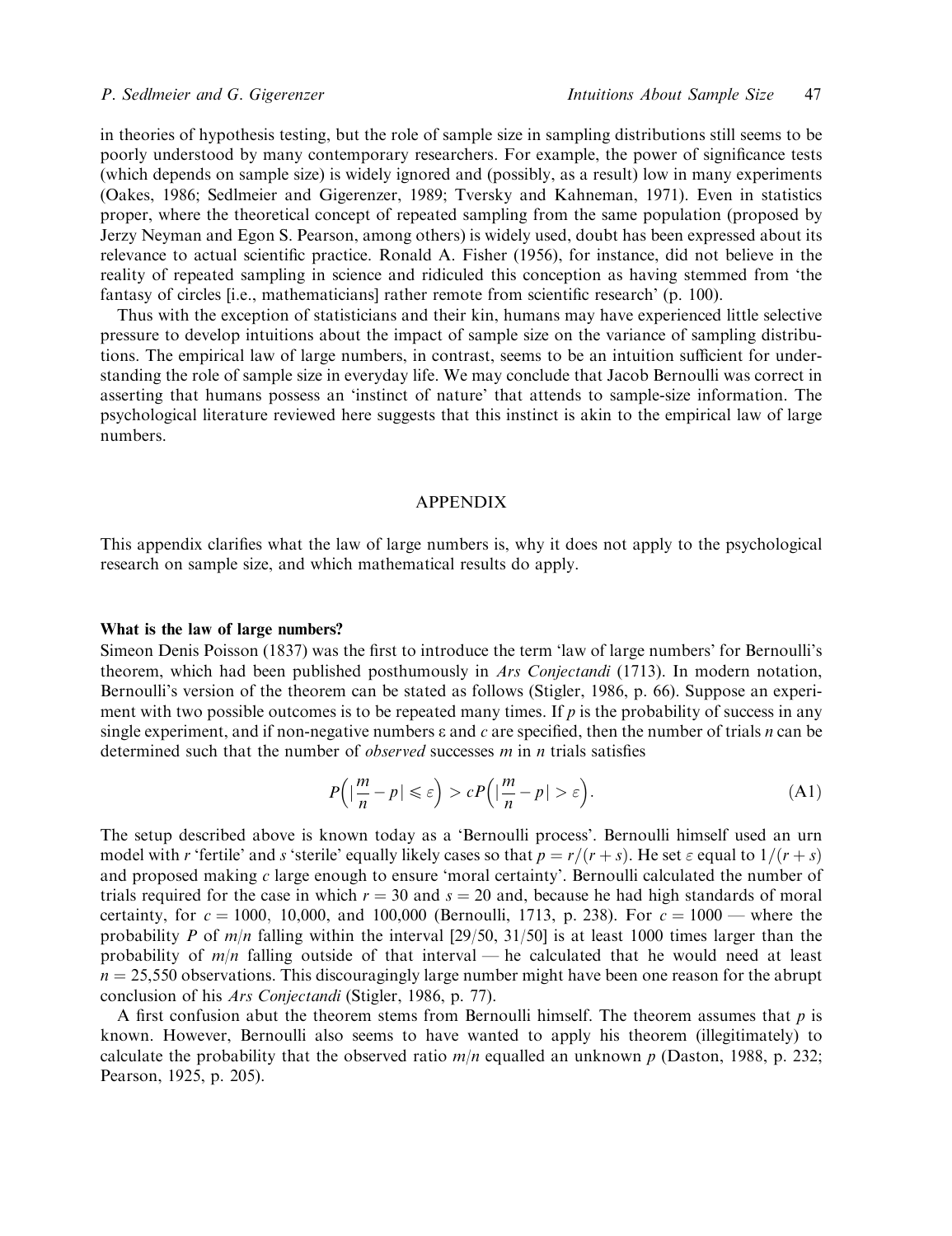in theories of hypothesis testing, but the role of sample size in sampling distributions still seems to be poorly understood by many contemporary researchers. For example, the power of significance tests (which depends on sample size) is widely ignored and (possibly, as a result) low in many experiments (Oakes, 1986; Sedlmeier and Gigerenzer, 1989; Tversky and Kahneman, 1971). Even in statistics proper, where the theoretical concept of repeated sampling from the same population (proposed by Jerzy Neyman and Egon S. Pearson, among others) is widely used, doubt has been expressed about its relevance to actual scientific practice. Ronald A. Fisher (1956), for instance, did not believe in the reality of repeated sampling in science and ridiculed this conception as having stemmed from 'the fantasy of circles [i.e., mathematicians] rather remote from scientific research' (p. 100).

Thus with the exception of statisticians and their kin, humans may have experienced little selective pressure to develop intuitions about the impact of sample size on the variance of sampling distributions. The empirical law of large numbers, in contrast, seems to be an intuition sufficient for understanding the role of sample size in everyday life. We may conclude that Jacob Bernoulli was correct in asserting that humans possess an 'instinct of nature' that attends to sample-size information. The psychological literature reviewed here suggests that this instinct is akin to the empirical law of large numbers.

## APPENDIX

This appendix clarifies what the law of large numbers is, why it does not apply to the psychological research on sample size, and which mathematical results do apply.

### What is the law of large numbers?

Simeon Denis Poisson (1837) was the first to introduce the term 'law of large numbers' for Bernoulli's theorem, which had been published posthumously in *Ars Conjectandi* (1713). In modern notation, Bernoulli's version of the theorem can be stated as follows (Stigler, 1986, p. 66). Suppose an experiment with two possible outcomes is to be repeated many times. If $p$ is the probability of success in any single experiment, and if non-negative numbers $\varepsilon$ and $c$ are specified, then the number of trials $n$ can be determined such that the number of *observed* successes $m$ in $n$ trials satisfies

$$P\Big(\big|\frac{m}{n}-p\big| \leqslant \varepsilon\Big) > cP\Big(\big|\frac{m}{n}-p\big| > \varepsilon\Big). \tag{A1}$$

The setup described above is known today as a 'Bernoulli process'. Bernoulli himself used an urn model with $r$ 'fertile' and $s$ 'sterile' equally likely cases so that $p = r/(r+s)$. He set $\varepsilon$ equal to $1/(r+s)$ and proposed making $c$ large enough to ensure 'moral certainty'. Bernoulli calculated the number of trials required for the case in which $r = 30$ and $s = 20$ and, because he had high standards of moral certainty, for $c = 1000$, 10,000, and 100,000 (Bernoulli, 1713, p. 238). For $c = 1000$ — where the probability $P$ of $m/n$ falling within the interval [29/50, 31/50] is at least 1000 times larger than the probability of $m/n$ falling outside of that interval — he calculated that he would need at least $n = 25{,}550$ observations. This discouragingly large number might have been one reason for the abrupt conclusion of his *Ars Conjectandi* (Stigler, 1986, p. 77).

A first confusion abut the theorem stems from Bernoulli himself. The theorem assumes that $p$ is known. However, Bernoulli also seems to have wanted to apply his theorem (illegitimately) to calculate the probability that the observed ratio $m/n$ equalled an unknown $p$ (Daston, 1988, p. 232; Pearson, 1925, p. 205).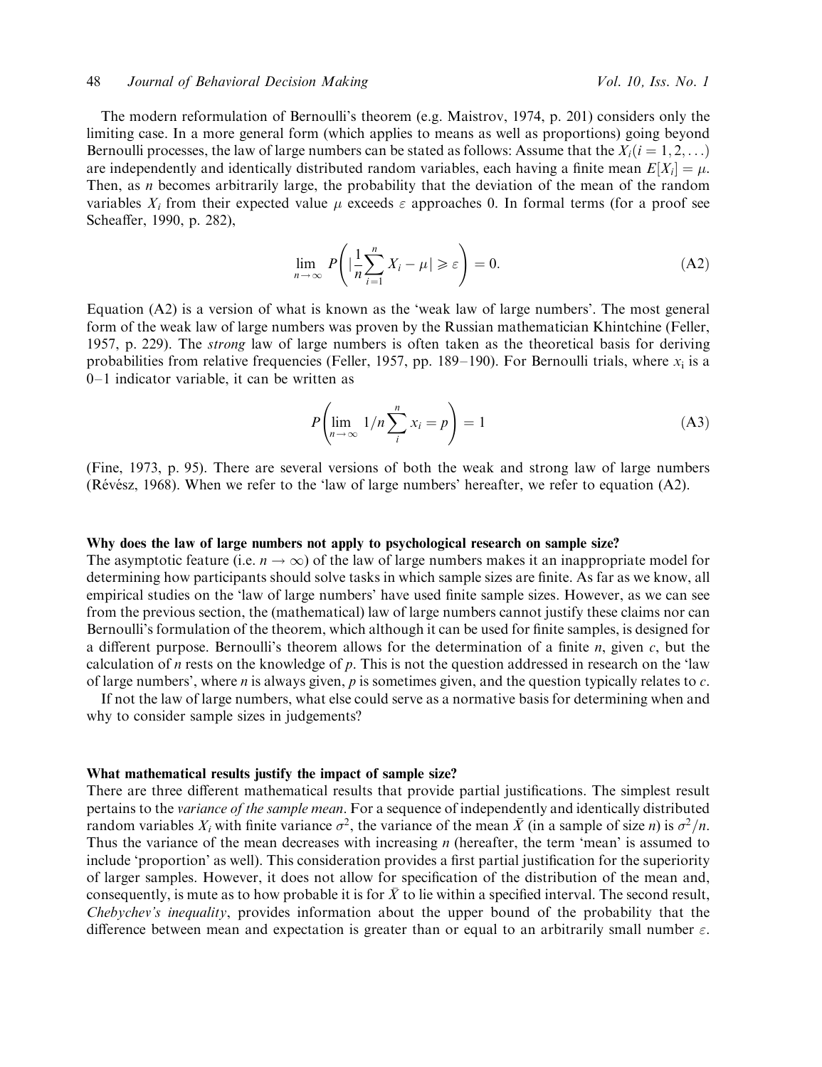The modern reformulation of Bernoulli's theorem (e.g. Maistrov, 1974, p. 201) considers only the limiting case. In a more general form (which applies to means as well as proportions) going beyond Bernoulli processes, the law of large numbers can be stated as follows: Assume that the $X_i (i = 1, 2, \ldots)$ are independently and identically distributed random variables, each having a finite mean $E[X_i] = \mu$. Then, as $n$ becomes arbitrarily large, the probability that the deviation of the mean of the random variables $X_i$ from their expected value $\mu$ exceeds $\varepsilon$ approaches 0. In formal terms (for a proof see Scheaffer, 1990, p. 282),

$$\lim_{n \to \infty} P\left( \left| \frac{1}{n} \sum_{i=1}^{n} X_i - \mu \right| \geqslant \varepsilon \right) = 0. \tag{A2}$$

Equation (A2) is a version of what is known as the 'weak law of large numbers'. The most general form of the weak law of large numbers was proven by the Russian mathematician Khintchine (Feller, 1957, p. 229). The *strong* law of large numbers is often taken as the theoretical basis for deriving probabilities from relative frequencies (Feller, 1957, pp. 189–190). For Bernoulli trials, where $x_i$ is a 0–1 indicator variable, it can be written as

$$P\left( \lim_{n \to \infty} 1/n \sum_{i}^{n} x_i = p \right) = 1 \tag{A3}$$

(Fine, 1973, p. 95). There are several versions of both the weak and strong law of large numbers (Révész, 1968). When we refer to the 'law of large numbers' hereafter, we refer to equation (A2).

**Why does the law of large numbers not apply to psychological research on sample size?**

The asymptotic feature (i.e. $n \to \infty$) of the law of large numbers makes it an inappropriate model for determining how participants should solve tasks in which sample sizes are finite. As far as we know, all empirical studies on the 'law of large numbers' have used finite sample sizes. However, as we can see from the previous section, the (mathematical) law of large numbers cannot justify these claims nor can Bernoulli's formulation of the theorem, which although it can be used for finite samples, is designed for a different purpose. Bernoulli's theorem allows for the determination of a finite $n$, given $c$, but the calculation of $n$ rests on the knowledge of $p$. This is not the question addressed in research on the 'law of large numbers', where $n$ is always given, $p$ is sometimes given, and the question typically relates to $c$.

If not the law of large numbers, what else could serve as a normative basis for determining when and why to consider sample sizes in judgements?

**What mathematical results justify the impact of sample size?**

There are three different mathematical results that provide partial justifications. The simplest result pertains to the *variance of the sample mean*. For a sequence of independently and identically distributed random variables $X_i$ with finite variance $\sigma^2$, the variance of the mean $\bar{X}$ (in a sample of size $n$) is $\sigma^2/n$. Thus the variance of the mean decreases with increasing $n$ (hereafter, the term 'mean' is assumed to include 'proportion' as well). This consideration provides a first partial justification for the superiority of larger samples. However, it does not allow for specification of the distribution of the mean and, consequently, is mute as to how probable it is for $\bar{X}$ to lie within a specified interval. The second result, *Chebychev's inequality*, provides information about the upper bound of the probability that the difference between mean and expectation is greater than or equal to an arbitrarily small number $\varepsilon$.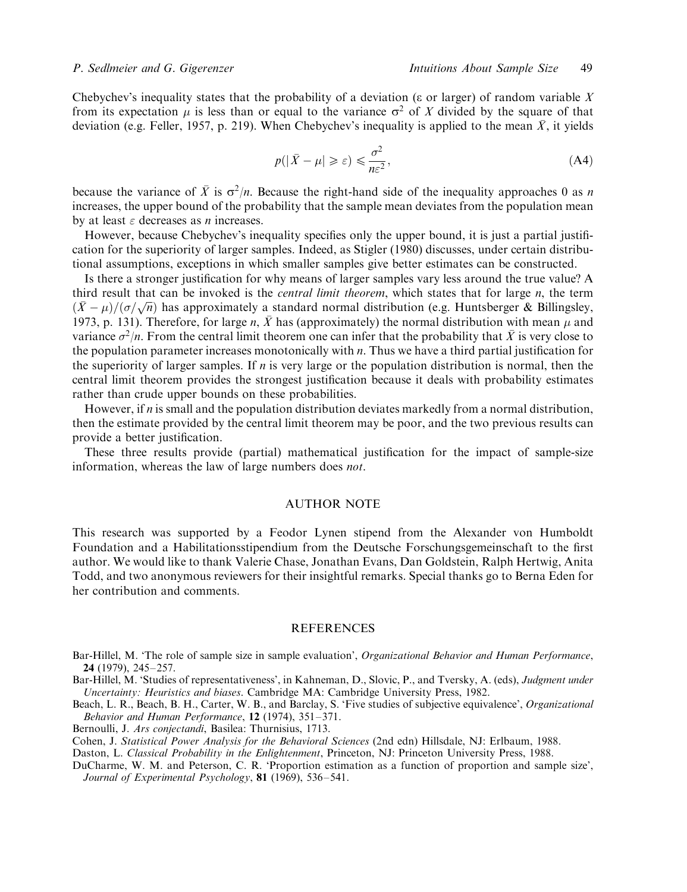Chebychev's inequality states that the probability of a deviation ($\varepsilon$ or larger) of random variable $X$ from its expectation $\mu$ is less than or equal to the variance $\sigma^2$ of $X$ divided by the square of that deviation (e.g. Feller, 1957, p. 219). When Chebychev's inequality is applied to the mean $\bar{X}$, it yields

$$p(|\bar{X} - \mu| \geqslant \varepsilon) \leqslant \frac{\sigma^2}{n\varepsilon^2}, \tag{A4}$$

because the variance of $\bar{X}$ is $\sigma^2/n$. Because the right-hand side of the inequality approaches 0 as $n$ increases, the upper bound of the probability that the sample mean deviates from the population mean by at least $\varepsilon$ decreases as $n$ increases.

However, because Chebychev's inequality specifies only the upper bound, it is just a partial justification for the superiority of larger samples. Indeed, as Stigler (1980) discusses, under certain distributional assumptions, exceptions in which smaller samples give better estimates can be constructed.

Is there a stronger justification for why means of larger samples vary less around the true value? A third result that can be invoked is the *central limit theorem*, which states that for large $n$, the term $(\bar{X} - \mu)/(\sigma/\sqrt{n})$ has approximately a standard normal distribution (e.g. Huntsberger & Billingsley, 1973, p. 131). Therefore, for large $n$, $\bar{X}$ has (approximately) the normal distribution with mean $\mu$ and variance $\sigma^2/n$. From the central limit theorem one can infer that the probability that $\bar{X}$ is very close to the population parameter increases monotonically with $n$. Thus we have a third partial justification for the superiority of larger samples. If $n$ is very large or the population distribution is normal, then the central limit theorem provides the strongest justification because it deals with probability estimates rather than crude upper bounds on these probabilities.

However, if $n$ is small and the population distribution deviates markedly from a normal distribution, then the estimate provided by the central limit theorem may be poor, and the two previous results can provide a better justification.

These three results provide (partial) mathematical justification for the impact of sample-size information, whereas the law of large numbers does *not*.

## AUTHOR NOTE

This research was supported by a Feodor Lynen stipend from the Alexander von Humboldt Foundation and a Habilitationsstipendium from the Deutsche Forschungsgemeinschaft to the first author. We would like to thank Valerie Chase, Jonathan Evans, Dan Goldstein, Ralph Hertwig, Anita Todd, and two anonymous reviewers for their insightful remarks. Special thanks go to Berna Eden for her contribution and comments.

## REFERENCES

Bar-Hillel, M. 'The role of sample size in sample evaluation', *Organizational Behavior and Human Performance*, **24** (1979), 245–257.

Bar-Hillel, M. 'Studies of representativeness', in Kahneman, D., Slovic, P., and Tversky, A. (eds), *Judgment under Uncertainty: Heuristics and biases*. Cambridge MA: Cambridge University Press, 1982.

Beach, L. R., Beach, B. H., Carter, W. B., and Barclay, S. 'Five studies of subjective equivalence', *Organizational Behavior and Human Performance*, **12** (1974), 351–371.

Bernoulli, J. *Ars conjectandi*, Basilea: Thurnisius, 1713.

Cohen, J. *Statistical Power Analysis for the Behavioral Sciences* (2nd edn) Hillsdale, NJ: Erlbaum, 1988.

Daston, L. *Classical Probability in the Enlightenment*, Princeton, NJ: Princeton University Press, 1988.

DuCharme, W. M. and Peterson, C. R. 'Proportion estimation as a function of proportion and sample size', *Journal of Experimental Psychology*, **81** (1969), 536–541.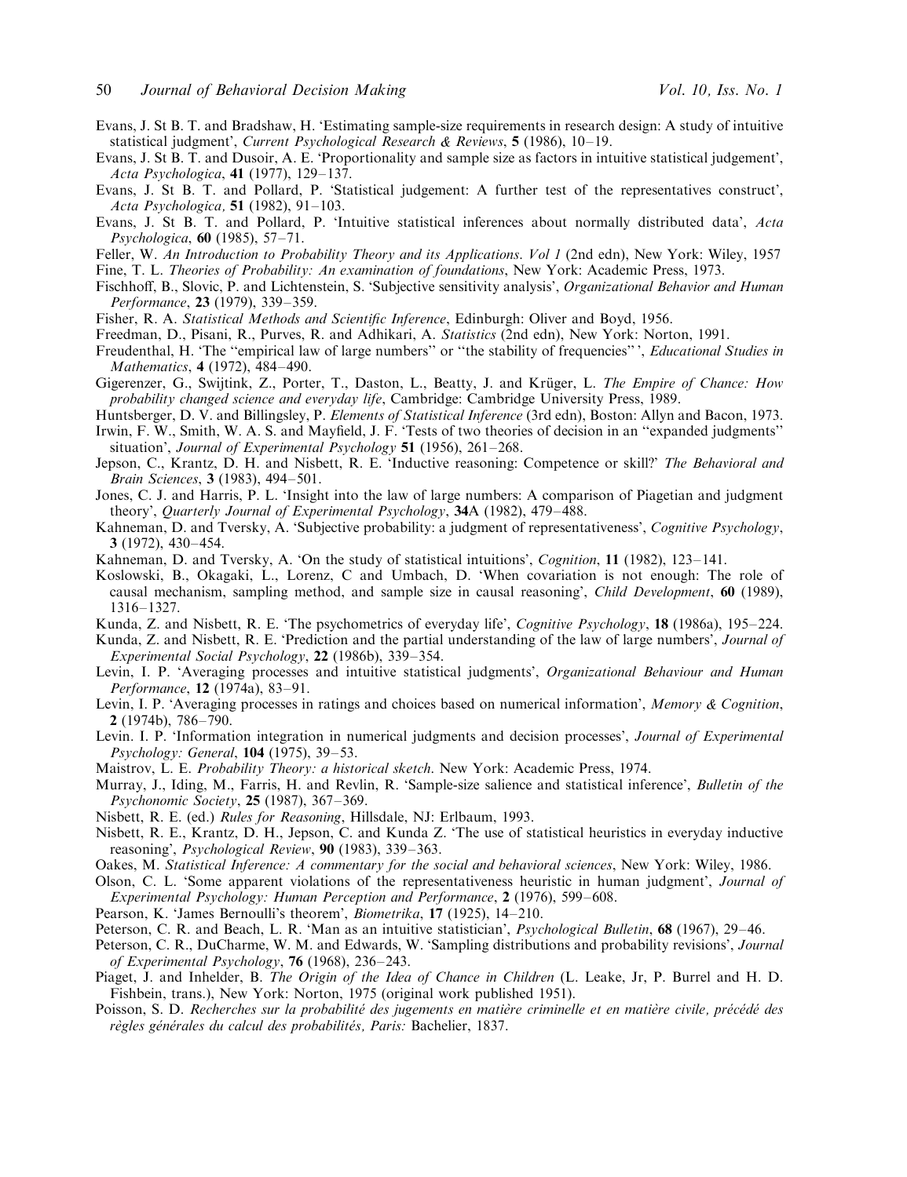Evans, J. St B. T. and Bradshaw, H. 'Estimating sample-size requirements in research design: A study of intuitive statistical judgment', *Current Psychological Research & Reviews*, **5** (1986), 10–19.

Evans, J. St B. T. and Dusoir, A. E. 'Proportionality and sample size as factors in intuitive statistical judgement', *Acta Psychologica*, **41** (1977), 129–137.

Evans, J. St B. T. and Pollard, P. 'Statistical judgement: A further test of the representatives construct', *Acta Psychologica,* **51** (1982), 91–103.

Evans, J. St B. T. and Pollard, P. 'Intuitive statistical inferences about normally distributed data', *Acta Psychologica*, **60** (1985), 57–71.

Feller, W. *An Introduction to Probability Theory and its Applications. Vol 1* (2nd edn), New York: Wiley, 1957

Fine, T. L. *Theories of Probability: An examination of foundations*, New York: Academic Press, 1973.

Fischhoff, B., Slovic, P. and Lichtenstein, S. 'Subjective sensitivity analysis', *Organizational Behavior and Human Performance*, **23** (1979), 339–359.

Fisher, R. A. *Statistical Methods and Scientific Inference*, Edinburgh: Oliver and Boyd, 1956.

Freedman, D., Pisani, R., Purves, R. and Adhikari, A. *Statistics* (2nd edn), New York: Norton, 1991.

Freudenthal, H. 'The "empirical law of large numbers" or "the stability of frequencies"', *Educational Studies in Mathematics*, **4** (1972), 484–490.

Gigerenzer, G., Swijtink, Z., Porter, T., Daston, L., Beatty, J. and Krüger, L. *The Empire of Chance: How probability changed science and everyday life*, Cambridge: Cambridge University Press, 1989.

Huntsberger, D. V. and Billingsley, P. *Elements of Statistical Inference* (3rd edn), Boston: Allyn and Bacon, 1973.

Irwin, F. W., Smith, W. A. S. and Mayfield, J. F. 'Tests of two theories of decision in an "expanded judgments" situation', *Journal of Experimental Psychology* **51** (1956), 261–268.

Jepson, C., Krantz, D. H. and Nisbett, R. E. 'Inductive reasoning: Competence or skill?' *The Behavioral and Brain Sciences*, **3** (1983), 494–501.

Jones, C. J. and Harris, P. L. 'Insight into the law of large numbers: A comparison of Piagetian and judgment theory', *Quarterly Journal of Experimental Psychology*, **34**A (1982), 479–488.

Kahneman, D. and Tversky, A. 'Subjective probability: a judgment of representativeness', *Cognitive Psychology*, **3** (1972), 430–454.

Kahneman, D. and Tversky, A. 'On the study of statistical intuitions', *Cognition*, **11** (1982), 123–141.

Koslowski, B., Okagaki, L., Lorenz, C and Umbach, D. 'When covariation is not enough: The role of causal mechanism, sampling method, and sample size in causal reasoning', *Child Development*, **60** (1989), 1316–1327.

Kunda, Z. and Nisbett, R. E. 'The psychometrics of everyday life', *Cognitive Psychology*, **18** (1986a), 195–224.

Kunda, Z. and Nisbett, R. E. 'Prediction and the partial understanding of the law of large numbers', *Journal of Experimental Social Psychology*, **22** (1986b), 339–354.

Levin, I. P. 'Averaging processes and intuitive statistical judgments', *Organizational Behaviour and Human Performance*, **12** (1974a), 83–91.

Levin, I. P. 'Averaging processes in ratings and choices based on numerical information', *Memory & Cognition*, **2** (1974b), 786–790.

Levin. I. P. 'Information integration in numerical judgments and decision processes', *Journal of Experimental Psychology: General*, **104** (1975), 39–53.

Maistrov, L. E. *Probability Theory: a historical sketch*. New York: Academic Press, 1974.

Murray, J., Iding, M., Farris, H. and Revlin, R. 'Sample-size salience and statistical inference', *Bulletin of the Psychonomic Society*, **25** (1987), 367–369.

Nisbett, R. E. (ed.) *Rules for Reasoning*, Hillsdale, NJ: Erlbaum, 1993.

Nisbett, R. E., Krantz, D. H., Jepson, C. and Kunda Z. 'The use of statistical heuristics in everyday inductive reasoning', *Psychological Review*, **90** (1983), 339–363.

Oakes, M. *Statistical Inference: A commentary for the social and behavioral sciences*, New York: Wiley, 1986.

Olson, C. L. 'Some apparent violations of the representativeness heuristic in human judgment', *Journal of Experimental Psychology: Human Perception and Performance*, **2** (1976), 599–608.

Pearson, K. 'James Bernoulli's theorem', *Biometrika*, **17** (1925), 14–210.

Peterson, C. R. and Beach, L. R. 'Man as an intuitive statistician', *Psychological Bulletin*, **68** (1967), 29–46.

Peterson, C. R., DuCharme, W. M. and Edwards, W. 'Sampling distributions and probability revisions', *Journal of Experimental Psychology*, **76** (1968), 236–243.

Piaget, J. and Inhelder, B. *The Origin of the Idea of Chance in Children* (L. Leake, Jr, P. Burrel and H. D. Fishbein, trans.), New York: Norton, 1975 (original work published 1951).

Poisson, S. D. *Recherches sur la probabilité des jugements en matière criminelle et en matière civile, précédé des règles générales du calcul des probabilités, Paris:* Bachelier, 1837.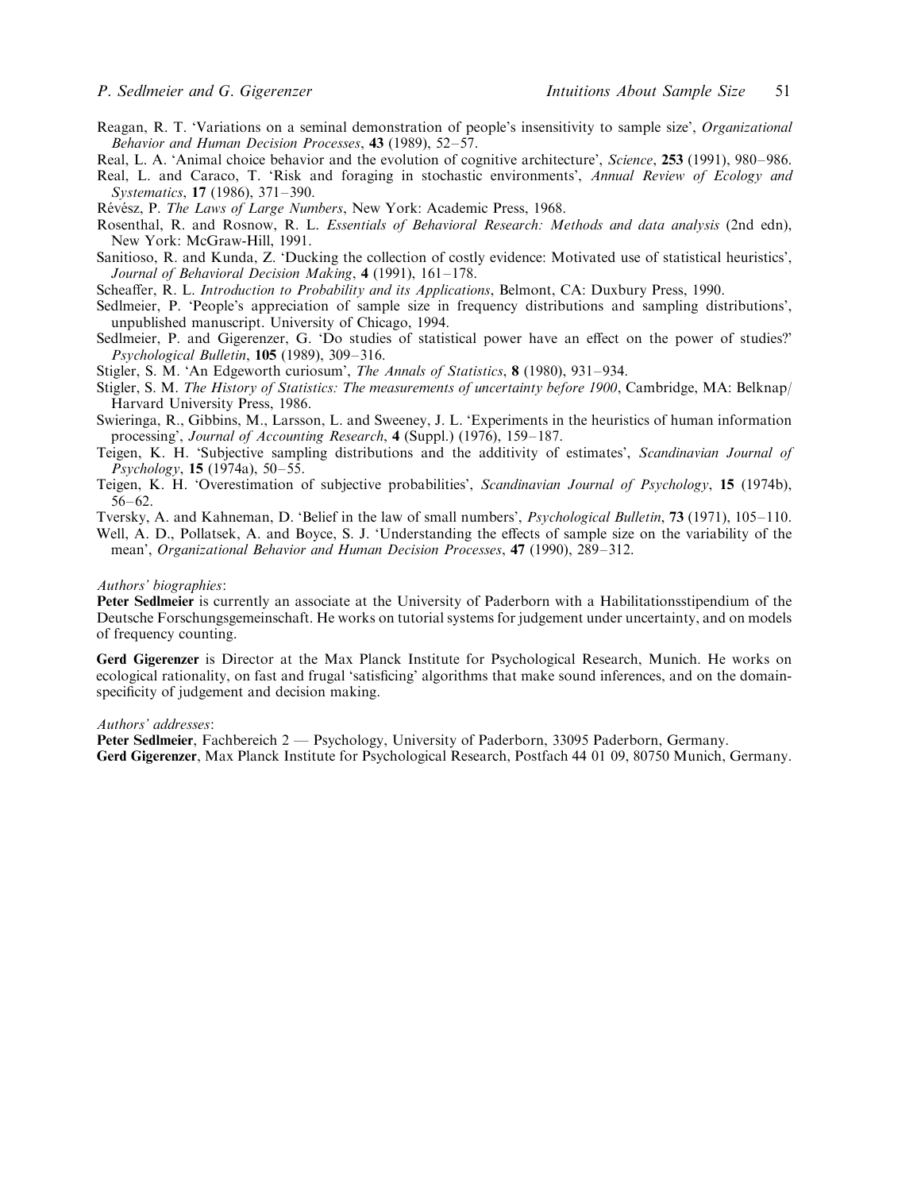Reagan, R. T. 'Variations on a seminal demonstration of people's insensitivity to sample size', *Organizational Behavior and Human Decision Processes*, **43** (1989), 52–57.

Real, L. A. 'Animal choice behavior and the evolution of cognitive architecture', *Science*, **253** (1991), 980–986.

Real, L. and Caraco, T. 'Risk and foraging in stochastic environments', *Annual Review of Ecology and Systematics*, **17** (1986), 371–390.

Révész, P. *The Laws of Large Numbers*, New York: Academic Press, 1968.

Rosenthal, R. and Rosnow, R. L. *Essentials of Behavioral Research: Methods and data analysis* (2nd edn), New York: McGraw-Hill, 1991.

Sanitioso, R. and Kunda, Z. 'Ducking the collection of costly evidence: Motivated use of statistical heuristics', *Journal of Behavioral Decision Making*, **4** (1991), 161–178.

Scheaffer, R. L. *Introduction to Probability and its Applications*, Belmont, CA: Duxbury Press, 1990.

Sedlmeier, P. 'People's appreciation of sample size in frequency distributions and sampling distributions', unpublished manuscript. University of Chicago, 1994.

Sedlmeier, P. and Gigerenzer, G. 'Do studies of statistical power have an effect on the power of studies?' *Psychological Bulletin*, **105** (1989), 309–316.

Stigler, S. M. 'An Edgeworth curiosum', *The Annals of Statistics*, **8** (1980), 931–934.

Stigler, S. M. *The History of Statistics: The measurements of uncertainty before 1900*, Cambridge, MA: Belknap/Harvard University Press, 1986.

Swieringa, R., Gibbins, M., Larsson, L. and Sweeney, J. L. 'Experiments in the heuristics of human information processing', *Journal of Accounting Research*, **4** (Suppl.) (1976), 159–187.

Teigen, K. H. 'Subjective sampling distributions and the additivity of estimates', *Scandinavian Journal of Psychology*, **15** (1974a), 50–55.

Teigen, K. H. 'Overestimation of subjective probabilities', *Scandinavian Journal of Psychology*, **15** (1974b), 56–62.

Tversky, A. and Kahneman, D. 'Belief in the law of small numbers', *Psychological Bulletin*, **73** (1971), 105–110.

Well, A. D., Pollatsek, A. and Boyce, S. J. 'Understanding the effects of sample size on the variability of the mean', *Organizational Behavior and Human Decision Processes*, **47** (1990), 289–312.

*Authors' biographies*:

**Peter Sedlmeier** is currently an associate at the University of Paderborn with a Habilitationsstipendium of the Deutsche Forschungsgemeinschaft. He works on tutorial systems for judgement under uncertainty, and on models of frequency counting.

**Gerd Gigerenzer** is Director at the Max Planck Institute for Psychological Research, Munich. He works on ecological rationality, on fast and frugal 'satisficing' algorithms that make sound inferences, and on the domain-specificity of judgement and decision making.

*Authors' addresses*:

**Peter Sedlmeier**, Fachbereich 2 — Psychology, University of Paderborn, 33095 Paderborn, Germany.

**Gerd Gigerenzer**, Max Planck Institute for Psychological Research, Postfach 44 01 09, 80750 Munich, Germany.